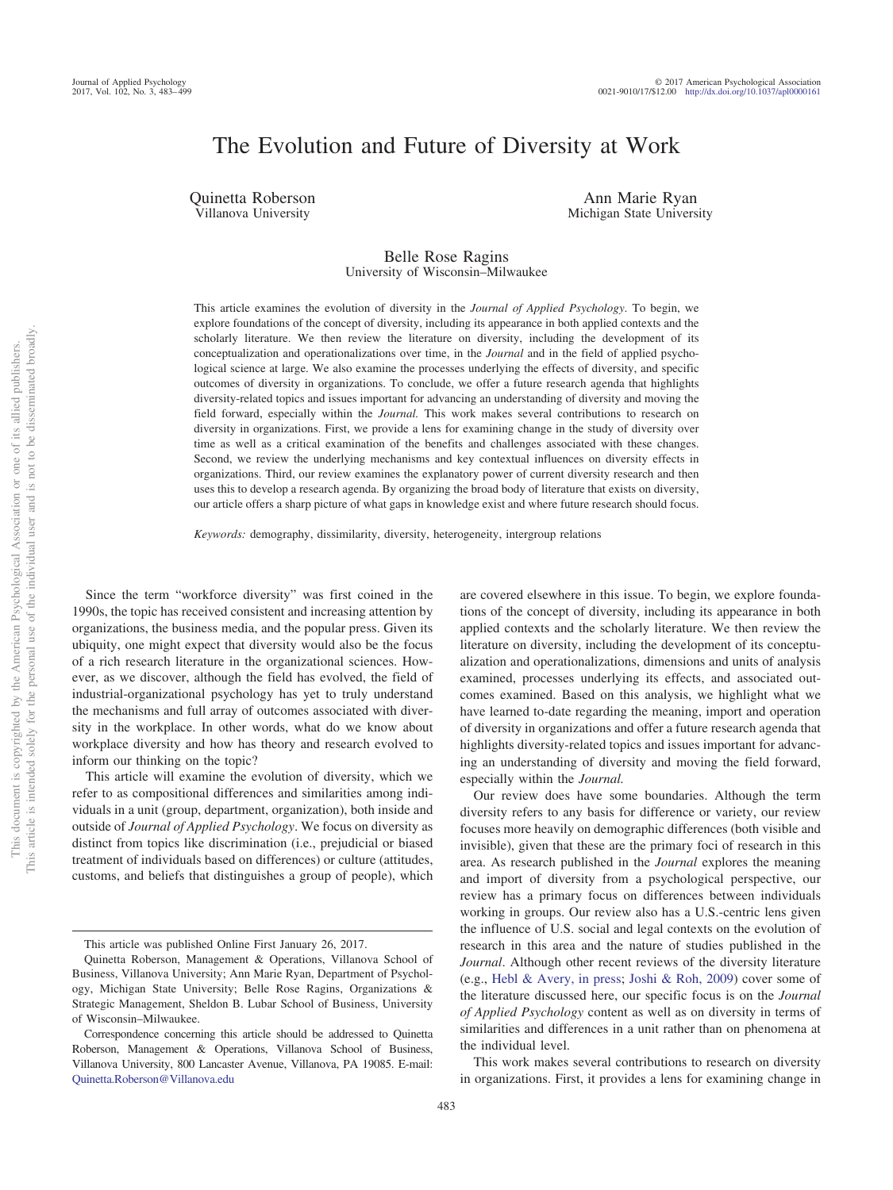# The Evolution and Future of Diversity at Work

Quinetta Roberson
Villanova University

Ann Marie Ryan
Michigan State University

Belle Rose Ragins
University of Wisconsin–Milwaukee

This article examines the evolution of diversity in the *Journal of Applied Psychology*. To begin, we explore foundations of the concept of diversity, including its appearance in both applied contexts and the scholarly literature. We then review the literature on diversity, including the development of its conceptualization and operationalizations over time, in the *Journal* and in the field of applied psychological science at large. We also examine the processes underlying the effects of diversity, and specific outcomes of diversity in organizations. To conclude, we offer a future research agenda that highlights diversity-related topics and issues important for advancing an understanding of diversity and moving the field forward, especially within the *Journal.* This work makes several contributions to research on diversity in organizations. First, we provide a lens for examining change in the study of diversity over time as well as a critical examination of the benefits and challenges associated with these changes. Second, we review the underlying mechanisms and key contextual influences on diversity effects in organizations. Third, our review examines the explanatory power of current diversity research and then uses this to develop a research agenda. By organizing the broad body of literature that exists on diversity, our article offers a sharp picture of what gaps in knowledge exist and where future research should focus.

*Keywords:* demography, dissimilarity, diversity, heterogeneity, intergroup relations

Since the term "workforce diversity" was first coined in the 1990s, the topic has received consistent and increasing attention by organizations, the business media, and the popular press. Given its ubiquity, one might expect that diversity would also be the focus of a rich research literature in the organizational sciences. However, as we discover, although the field has evolved, the field of industrial-organizational psychology has yet to truly understand the mechanisms and full array of outcomes associated with diversity in the workplace. In other words, what do we know about workplace diversity and how has theory and research evolved to inform our thinking on the topic?

This article will examine the evolution of diversity, which we refer to as compositional differences and similarities among individuals in a unit (group, department, organization), both inside and outside of *Journal of Applied Psychology*. We focus on diversity as distinct from topics like discrimination (i.e., prejudicial or biased treatment of individuals based on differences) or culture (attitudes, customs, and beliefs that distinguishes a group of people), which are covered elsewhere in this issue. To begin, we explore foundations of the concept of diversity, including its appearance in both applied contexts and the scholarly literature. We then review the literature on diversity, including the development of its conceptualization and operationalizations, dimensions and units of analysis examined, processes underlying its effects, and associated outcomes examined. Based on this analysis, we highlight what we have learned to-date regarding the meaning, import and operation of diversity in organizations and offer a future research agenda that highlights diversity-related topics and issues important for advancing an understanding of diversity and moving the field forward, especially within the *Journal.*

Our review does have some boundaries. Although the term diversity refers to any basis for difference or variety, our review focuses more heavily on demographic differences (both visible and invisible), given that these are the primary foci of research in this area. As research published in the *Journal* explores the meaning and import of diversity from a psychological perspective, our review has a primary focus on differences between individuals working in groups. Our review also has a U.S.-centric lens given the influence of U.S. social and legal contexts on the evolution of research in this area and the nature of studies published in the *Journal*. Although other recent reviews of the diversity literature (e.g., Hebl & Avery, in press; Joshi & Roh, 2009) cover some of the literature discussed here, our specific focus is on the *Journal of Applied Psychology* content as well as on diversity in terms of similarities and differences in a unit rather than on phenomena at the individual level.

This work makes several contributions to research on diversity in organizations. First, it provides a lens for examining change in

---

This article was published Online First January 26, 2017.

Quinetta Roberson, Management & Operations, Villanova School of Business, Villanova University; Ann Marie Ryan, Department of Psychology, Michigan State University; Belle Rose Ragins, Organizations & Strategic Management, Sheldon B. Lubar School of Business, University of Wisconsin–Milwaukee.

Correspondence concerning this article should be addressed to Quinetta Roberson, Management & Operations, Villanova School of Business, Villanova University, 800 Lancaster Avenue, Villanova, PA 19085. E-mail: Quinetta.Roberson@Villanova.edu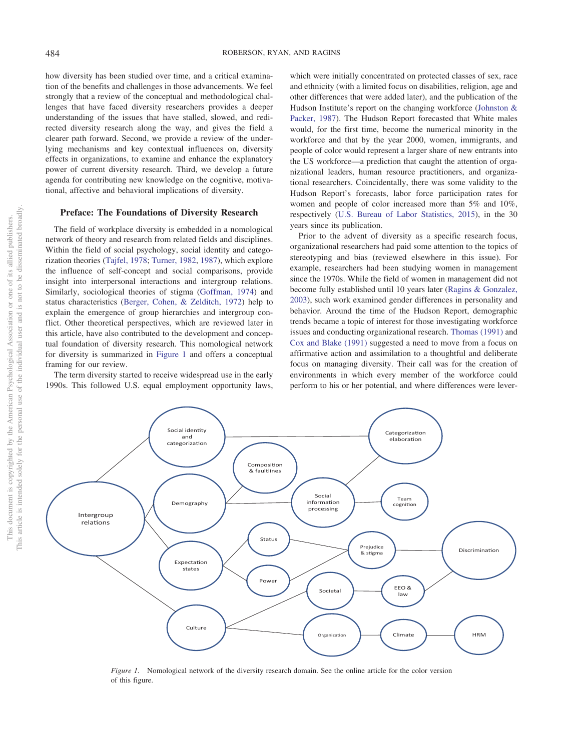how diversity has been studied over time, and a critical examination of the benefits and challenges in those advancements. We feel strongly that a review of the conceptual and methodological challenges that have faced diversity researchers provides a deeper understanding of the issues that have stalled, slowed, and redirected diversity research along the way, and gives the field a clearer path forward. Second, we provide a review of the underlying mechanisms and key contextual influences on, diversity effects in organizations, to examine and enhance the explanatory power of current diversity research. Third, we develop a future agenda for contributing new knowledge on the cognitive, motivational, affective and behavioral implications of diversity.

## Preface: The Foundations of Diversity Research

The field of workplace diversity is embedded in a nomological network of theory and research from related fields and disciplines. Within the field of social psychology, social identity and categorization theories (Tajfel, 1978; Turner, 1982, 1987), which explore the influence of self-concept and social comparisons, provide insight into interpersonal interactions and intergroup relations. Similarly, sociological theories of stigma (Goffman, 1974) and status characteristics (Berger, Cohen, & Zelditch, 1972) help to explain the emergence of group hierarchies and intergroup conflict. Other theoretical perspectives, which are reviewed later in this article, have also contributed to the development and conceptual foundation of diversity research. This nomological network for diversity is summarized in Figure 1 and offers a conceptual framing for our review.

The term diversity started to receive widespread use in the early 1990s. This followed U.S. equal employment opportunity laws, which were initially concentrated on protected classes of sex, race and ethnicity (with a limited focus on disabilities, religion, age and other differences that were added later), and the publication of the Hudson Institute's report on the changing workforce (Johnston & Packer, 1987). The Hudson Report forecasted that White males would, for the first time, become the numerical minority in the workforce and that by the year 2000, women, immigrants, and people of color would represent a larger share of new entrants into the US workforce—a prediction that caught the attention of organizational leaders, human resource practitioners, and organizational researchers. Coincidentally, there was some validity to the Hudson Report's forecasts, labor force participation rates for women and people of color increased more than 5% and 10%, respectively (U.S. Bureau of Labor Statistics, 2015), in the 30 years since its publication.

Prior to the advent of diversity as a specific research focus, organizational researchers had paid some attention to the topics of stereotyping and bias (reviewed elsewhere in this issue). For example, researchers had been studying women in management since the 1970s. While the field of women in management did not become fully established until 10 years later (Ragins & Gonzalez, 2003), such work examined gender differences in personality and behavior. Around the time of the Hudson Report, demographic trends became a topic of interest for those investigating workforce issues and conducting organizational research. Thomas (1991) and Cox and Blake (1991) suggested a need to move from a focus on affirmative action and assimilation to a thoughtful and deliberate focus on managing diversity. Their call was for the creation of environments in which every member of the workforce could perform to his or her potential, and where differences were lever-

*Figure 1.* Nomological network of the diversity research domain. See the online article for the color version of this figure.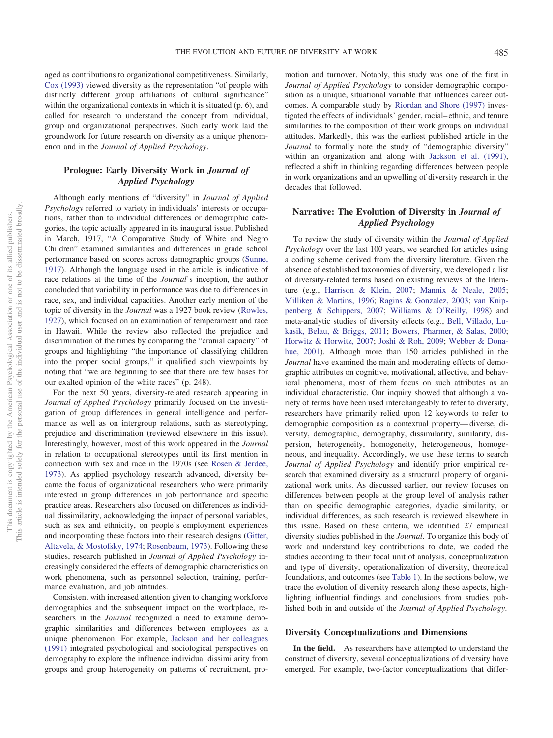aged as contributions to organizational competitiveness. Similarly, Cox (1993) viewed diversity as the representation "of people with distinctly different group affiliations of cultural significance" within the organizational contexts in which it is situated (p. 6), and called for research to understand the concept from individual, group and organizational perspectives. Such early work laid the groundwork for future research on diversity as a unique phenomenon and in the *Journal of Applied Psychology*.

## Prologue: Early Diversity Work in *Journal of Applied Psychology*

Although early mentions of "diversity" in *Journal of Applied Psychology* referred to variety in individuals' interests or occupations, rather than to individual differences or demographic categories, the topic actually appeared in its inaugural issue. Published in March, 1917, "A Comparative Study of White and Negro Children" examined similarities and differences in grade school performance based on scores across demographic groups (Sunne, 1917). Although the language used in the article is indicative of race relations at the time of the *Journal*'s inception, the author concluded that variability in performance was due to differences in race, sex, and individual capacities. Another early mention of the topic of diversity in the *Journal* was a 1927 book review (Rowles, 1927), which focused on an examination of temperament and race in Hawaii. While the review also reflected the prejudice and discrimination of the times by comparing the "cranial capacity" of groups and highlighting "the importance of classifying children into the proper social groups," it qualified such viewpoints by noting that "we are beginning to see that there are few bases for our exalted opinion of the white races" (p. 248).

For the next 50 years, diversity-related research appearing in *Journal of Applied Psychology* primarily focused on the investigation of group differences in general intelligence and performance as well as on intergroup relations, such as stereotyping, prejudice and discrimination (reviewed elsewhere in this issue). Interestingly, however, most of this work appeared in the *Journal* in relation to occupational stereotypes until its first mention in connection with sex and race in the 1970s (see Rosen & Jerdee, 1973). As applied psychology research advanced, diversity became the focus of organizational researchers who were primarily interested in group differences in job performance and specific practice areas. Researchers also focused on differences as individual dissimilarity, acknowledging the impact of personal variables, such as sex and ethnicity, on people's employment experiences and incorporating these factors into their research designs (Gitter, Altavela, & Mostofsky, 1974; Rosenbaum, 1973). Following these studies, research published in *Journal of Applied Psychology* increasingly considered the effects of demographic characteristics on work phenomena, such as personnel selection, training, performance evaluation, and job attitudes.

Consistent with increased attention given to changing workforce demographics and the subsequent impact on the workplace, researchers in the *Journal* recognized a need to examine demographic similarities and differences between employees as a unique phenomenon. For example, Jackson and her colleagues (1991) integrated psychological and sociological perspectives on demography to explore the influence individual dissimilarity from groups and group heterogeneity on patterns of recruitment, promotion and turnover. Notably, this study was one of the first in *Journal of Applied Psychology* to consider demographic composition as a unique, situational variable that influences career outcomes. A comparable study by Riordan and Shore (1997) investigated the effects of individuals' gender, racial–ethnic, and tenure similarities to the composition of their work groups on individual attitudes. Markedly, this was the earliest published article in the *Journal* to formally note the study of "demographic diversity" within an organization and along with Jackson et al. (1991), reflected a shift in thinking regarding differences between people in work organizations and an upwelling of diversity research in the decades that followed.

## Narrative: The Evolution of Diversity in *Journal of Applied Psychology*

To review the study of diversity within the *Journal of Applied Psychology* over the last 100 years, we searched for articles using a coding scheme derived from the diversity literature. Given the absence of established taxonomies of diversity, we developed a list of diversity-related terms based on existing reviews of the literature (e.g., Harrison & Klein, 2007; Mannix & Neale, 2005; Milliken & Martins, 1996; Ragins & Gonzalez, 2003; van Knippenberg & Schippers, 2007; Williams & O'Reilly, 1998) and meta-analytic studies of diversity effects (e.g., Bell, Villado, Lukasik, Belau, & Briggs, 2011; Bowers, Pharmer, & Salas, 2000; Horwitz & Horwitz, 2007; Joshi & Roh, 2009; Webber & Donahue, 2001). Although more than 150 articles published in the *Journal* have examined the main and moderating effects of demographic attributes on cognitive, motivational, affective, and behavioral phenomena, most of them focus on such attributes as an individual characteristic. Our inquiry showed that although a variety of terms have been used interchangeably to refer to diversity, researchers have primarily relied upon 12 keywords to refer to demographic composition as a contextual property—diverse, diversity, demographic, demography, dissimilarity, similarity, dispersion, heterogeneity, homogeneity, heterogeneous, homogeneous, and inequality. Accordingly, we use these terms to search *Journal of Applied Psychology* and identify prior empirical research that examined diversity as a structural property of organizational work units. As discussed earlier, our review focuses on differences between people at the group level of analysis rather than on specific demographic categories, dyadic similarity, or individual differences, as such research is reviewed elsewhere in this issue. Based on these criteria, we identified 27 empirical diversity studies published in the *Journal*. To organize this body of work and understand key contributions to date, we coded the studies according to their focal unit of analysis, conceptualization and type of diversity, operationalization of diversity, theoretical foundations, and outcomes (see Table 1). In the sections below, we trace the evolution of diversity research along these aspects, highlighting influential findings and conclusions from studies published both in and outside of the *Journal of Applied Psychology*.

### Diversity Conceptualizations and Dimensions

**In the field.** As researchers have attempted to understand the construct of diversity, several conceptualizations of diversity have emerged. For example, two-factor conceptualizations that differ-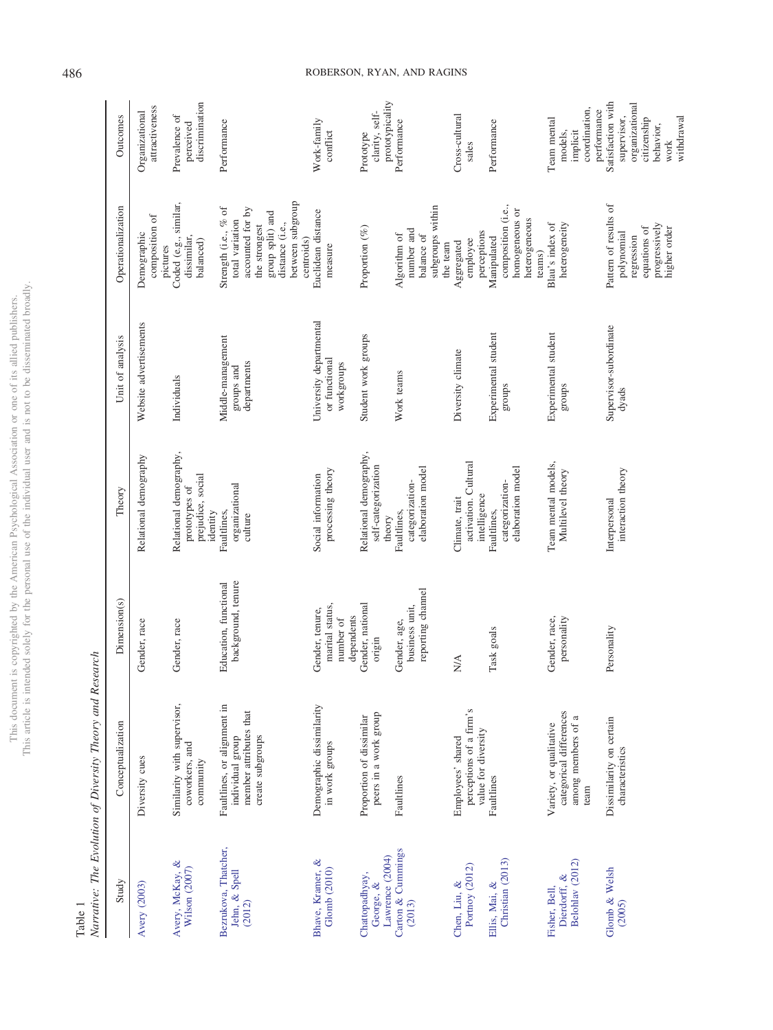Table 1
*Narrative: The Evolution of Diversity Theory and Research*

| Study | Conceptualization | Dimension(s) | Theory | Unit of analysis | Operationalization | Outcomes |
|---|---|---|---|---|---|---|
| Avery (2003) | Diversity cues | Gender, race | Relational demography | Website advertisements | Demographic composition of pictures | Organizational attractiveness |
| Avery, McKay, & Wilson (2007) | Similarity with supervisor, coworkers, and community | Gender, race | Relational demography, prototypes of prejudice, social identity | Individuals | Coded (e.g., similar, dissimilar, balanced) | Prevalence of perceived discrimination |
| Bezrukova, Thatcher, Jehn, & Spell (2012) | Faultlines, or alignment in individual group member attributes that create subgroups | Education, functional background, tenure | Faultlines, organizational culture | Middle-management groups and departments | Strength (i.e., % of total variation accounted for by the strongest group split) and distance (i.e., between subgroup centroids) | Performance |
| Bhave, Kramer, & Glomb (2010) | Demographic dissimilarity in work groups | Gender, tenure, marital status, number of dependents | Social information processing theory | University departmental or functional workgroups | Euclidean distance measure | Work-family conflict |
| Chattopadhyay, George, & Lawrence (2004) | Proportion of dissimilar peers in a work group | Gender, national origin | Relational demography, self-categorization theory | Student work groups | Proportion (%) | Prototype clarity, self-prototypicality |
| Carton & Cummings (2013) | Faultlines | Gender, age, business unit, reporting channel | Faultlines, categorization-elaboration model | Work teams | Algorithm of number and balance of subgroups within the team | Performance |
| Chen, Liu, & Portnoy (2012) | Employees' shared perceptions of a firm's value for diversity | N/A | Climate, trait activation. Cultural intelligence | Diversity climate | Aggregated employee perceptions | Cross-cultural sales |
| Ellis, Mai, & Christian (2013) | Faultlines | Task goals | Faultlines, categorization-elaboration model | Experimental student groups | Manipulated composition (i.e., homogeneous or heterogeneous teams) | Performance |
| Fisher, Bell, Dierdorff, & Belohlav (2012) | Variety, or qualitative categorical differences among members of a team | Gender, race, personality | Team mental models, Multilevel theory | Experimental student groups | Blau's index of heterogeneity | Team mental models, implicit coordination, performance |
| Glomb & Welsh (2005) | Dissimilarity on certain characteristics | Personality | Interpersonal interaction theory | Supervisor-subordinate dyads | Pattern of results of polynomial regression equations of progressively higher order | Satisfaction with supervisor, organizational citizenship behavior, work withdrawal |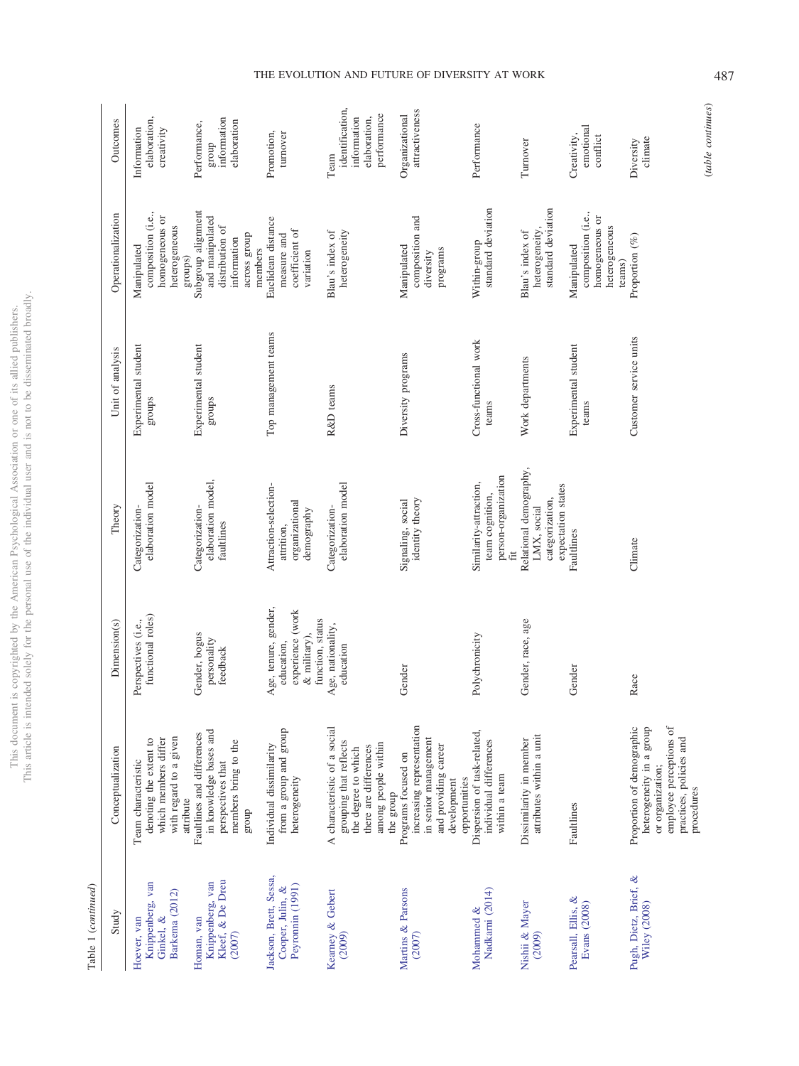Table 1 (*continued*)

| Study | Conceptualization | Dimension(s) | Theory | Unit of analysis | Operationalization | Outcomes |
|---|---|---|---|---|---|---|
| Hoever, van Knippenberg, van Ginkel, & Barkema (2012) | Team characteristic denoting the extent to which members differ with regard to a given attribute | Perspectives (i.e., functional roles) | Categorization-elaboration model | Experimental student groups | Manipulated composition (i.e., homogeneous or heterogeneous groups) | Information elaboration, creativity |
| Homan, van Knippenberg, van Kleef, & De Dreu (2007) | Faultlines and differences in knowledge bases and perspectives that members bring to the group | Gender, bogus personality feedback | Categorization-elaboration model, faultlines | Experimental student groups | Subgroup alignment and manipulated distribution of information across group members | Performance, group information elaboration |
| Jackson, Brett, Sessa, Cooper, Julin, & Peyronnin (1991) | Individual dissimilarity from a group and group heterogeneity | Age, tenure, gender, education, experience (work & military), function, status | Attraction-selection-attrition, organizational demography | Top management teams | Euclidean distance measure and coefficient of variation | Promotion, turnover |
| Kearney & Gebert (2009) | A characteristic of a social grouping that reflects the degree to which there are differences among people within the group | Age, nationality, education | Categorization-elaboration model | R&D teams | Blau's index of heterogeneity | Team identification, information elaboration, performance |
| Martins & Parsons (2007) | Programs focused on increasing representation in senior management and providing career development opportunities | Gender | Signaling, social identity theory | Diversity programs | Manipulated composition and diversity programs | Organizational attractiveness |
| Mohammed & Nadkarni (2014) | Dispersion of task-related, individual differences within a team | Polychronicity | Similarity-attraction, team cognition, person-organization fit | Cross-functional work teams | Within-group standard deviation | Performance |
| Nishii & Mayer (2009) | Dissimilarity in member attributes within a unit | Gender, race, age | Relational demography, LMX, social categorization, expectation states | Work departments | Blau's index of heterogeneity, standard deviation | Turnover |
| Pearsall, Ellis, & Evans (2008) | Faultlines | Gender | Faultlines | Experimental student teams | Manipulated composition (i.e., homogeneous or heterogeneous teams) | Creativity, emotional conflict |
| Pugh, Dietz, Brief, & Wiley (2008) | Proportion of demographic heterogeneity in a group or organization; employee perceptions of practices, policies and procedures | Race | Climate | Customer service units | Proportion (%) | Diversity climate |

(*table continues*)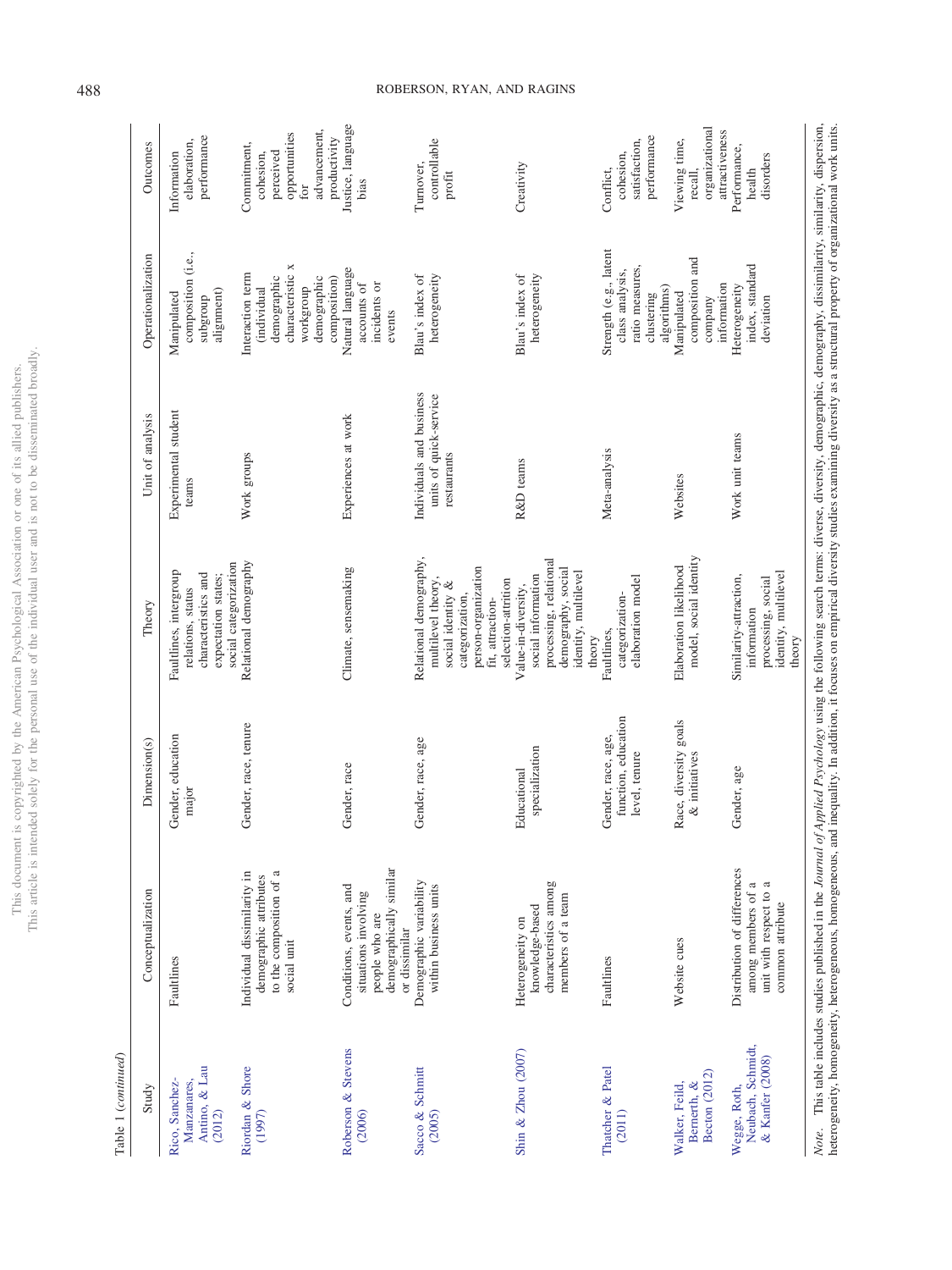Table 1 (*continued*)

| Study | Conceptualization | Dimension(s) | Theory | Unit of analysis | Operationalization | Outcomes |
|---|---|---|---|---|---|---|
| Rico, Sanchez-Manzanares, Antino, & Lau (2012) | Faultlines | Gender, education major | Faultlines, intergroup relations, status characteristics and expectation states; social categorization | Experimental student teams | Manipulated composition (i.e., subgroup alignment) | Information elaboration, performance |
| Riordan & Shore (1997) | Individual dissimilarity in demographic attributes to the composition of a social unit | Gender, race, tenure | Relational demography | Work groups | Interaction term (individual demographic characteristic x workgroup demographic composition) | Commitment, cohesion, perceived opportunities for advancement, productivity |
| Roberson & Stevens (2006) | Conditions, events, and situations involving people who are demographically similar or dissimilar | Gender, race | Climate, sensemaking | Experiences at work | Natural language accounts of incidents or events | Justice, language bias |
| Sacco & Schmitt (2005) | Demographic variability within business units | Gender, race, age | Relational demography, multilevel theory, social identity & categorization, person-organization fit, attraction-selection-attrition | Individuals and business units of quick-service restaurants | Blau's index of heterogeneity | Turnover, controllable profit |
| Shin & Zhou (2007) | Heterogeneity on knowledge-based characteristics among members of a team | Educational specialization | Value-in-diversity, social information processing, relational demography, social identity, multilevel theory | R&D teams | Blau's index of heterogeneity | Creativity |
| Thatcher & Patel (2011) | Faultlines | Gender, race, age, function, education level, tenure | Faultlines, categorization-elaboration model | Meta-analysis | Strength (e.g., latent class analysis, ratio measures, clustering algorithms) | Conflict, cohesion, satisfaction, performance |
| Walker, Feild, Bernerth, & Becton (2012) | Website cues | Race, diversity goals & initiatives | Elaboration likelihood model, social identity | Websites | Manipulated composition and company information | Viewing time, recall, organizational attractiveness |
| Wegge, Roth, Neubach, Schmidt, & Kanfer (2008) | Distribution of differences among members of a unit with respect to a common attribute | Gender, age | Similarity-attraction, information processing, social identity, multilevel theory | Work unit teams | Heterogeneity index, standard deviation | Performance, health disorders |

*Note*. This table includes studies published in the *Journal of Applied Psychology* using the following search terms: diverse, diversity, demographic, demography, dissimilarity, similarity, dispersion, heterogeneity, homogeneity, heterogeneous, homogeneous, and inequality. In addition, it focuses on empirical diversity studies examining diversity as a structural property of organizational work units.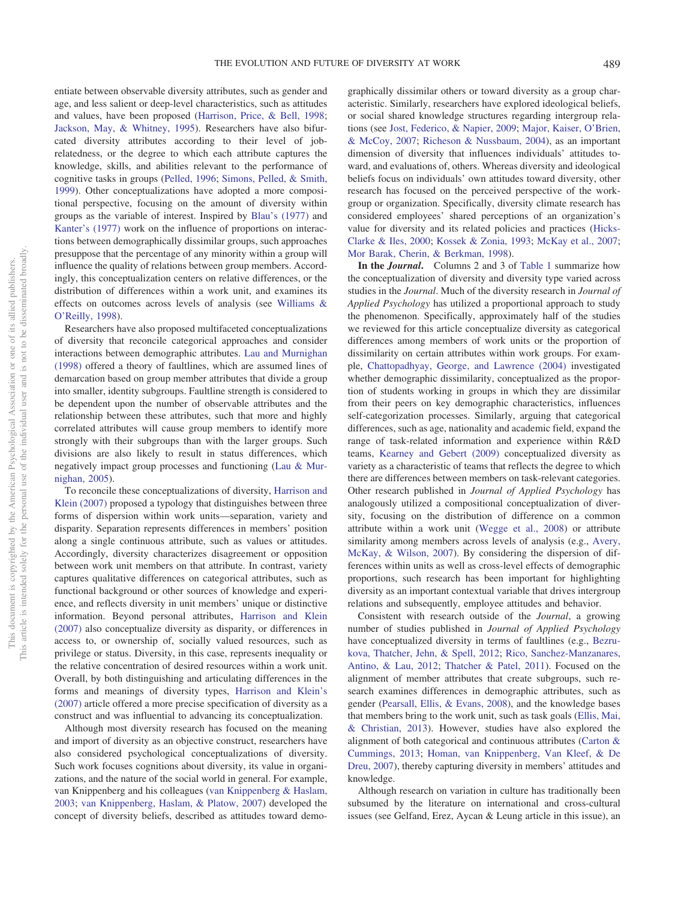entiate between observable diversity attributes, such as gender and age, and less salient or deep-level characteristics, such as attitudes and values, have been proposed (Harrison, Price, & Bell, 1998; Jackson, May, & Whitney, 1995). Researchers have also bifurcated diversity attributes according to their level of job-relatedness, or the degree to which each attribute captures the knowledge, skills, and abilities relevant to the performance of cognitive tasks in groups (Pelled, 1996; Simons, Pelled, & Smith, 1999). Other conceptualizations have adopted a more compositional perspective, focusing on the amount of diversity within groups as the variable of interest. Inspired by Blau's (1977) and Kanter's (1977) work on the influence of proportions on interactions between demographically dissimilar groups, such approaches presuppose that the percentage of any minority within a group will influence the quality of relations between group members. Accordingly, this conceptualization centers on relative differences, or the distribution of differences within a work unit, and examines its effects on outcomes across levels of analysis (see Williams & O'Reilly, 1998).

Researchers have also proposed multifaceted conceptualizations of diversity that reconcile categorical approaches and consider interactions between demographic attributes. Lau and Murnighan (1998) offered a theory of faultlines, which are assumed lines of demarcation based on group member attributes that divide a group into smaller, identity subgroups. Faultline strength is considered to be dependent upon the number of observable attributes and the relationship between these attributes, such that more and highly correlated attributes will cause group members to identify more strongly with their subgroups than with the larger groups. Such divisions are also likely to result in status differences, which negatively impact group processes and functioning (Lau & Murnighan, 2005).

To reconcile these conceptualizations of diversity, Harrison and Klein (2007) proposed a typology that distinguishes between three forms of dispersion within work units—separation, variety and disparity. Separation represents differences in members' position along a single continuous attribute, such as values or attitudes. Accordingly, diversity characterizes disagreement or opposition between work unit members on that attribute. In contrast, variety captures qualitative differences on categorical attributes, such as functional background or other sources of knowledge and experience, and reflects diversity in unit members' unique or distinctive information. Beyond personal attributes, Harrison and Klein (2007) also conceptualize diversity as disparity, or differences in access to, or ownership of, socially valued resources, such as privilege or status. Diversity, in this case, represents inequality or the relative concentration of desired resources within a work unit. Overall, by both distinguishing and articulating differences in the forms and meanings of diversity types, Harrison and Klein's (2007) article offered a more precise specification of diversity as a construct and was influential to advancing its conceptualization.

Although most diversity research has focused on the meaning and import of diversity as an objective construct, researchers have also considered psychological conceptualizations of diversity. Such work focuses cognitions about diversity, its value in organizations, and the nature of the social world in general. For example, van Knippenberg and his colleagues (van Knippenberg & Haslam, 2003; van Knippenberg, Haslam, & Platow, 2007) developed the concept of diversity beliefs, described as attitudes toward demographically dissimilar others or toward diversity as a group characteristic. Similarly, researchers have explored ideological beliefs, or social shared knowledge structures regarding intergroup relations (see Jost, Federico, & Napier, 2009; Major, Kaiser, O'Brien, & McCoy, 2007; Richeson & Nussbaum, 2004), as an important dimension of diversity that influences individuals' attitudes toward, and evaluations of, others. Whereas diversity and ideological beliefs focus on individuals' own attitudes toward diversity, other research has focused on the perceived perspective of the workgroup or organization. Specifically, diversity climate research has considered employees' shared perceptions of an organization's value for diversity and its related policies and practices (Hicks-Clarke & Iles, 2000; Kossek & Zonia, 1993; McKay et al., 2007; Mor Barak, Cherin, & Berkman, 1998).

**In the *Journal*.** Columns 2 and 3 of Table 1 summarize how the conceptualization of diversity and diversity type varied across studies in the *Journal*. Much of the diversity research in *Journal of Applied Psychology* has utilized a proportional approach to study the phenomenon. Specifically, approximately half of the studies we reviewed for this article conceptualize diversity as categorical differences among members of work units or the proportion of dissimilarity on certain attributes within work groups. For example, Chattopadhyay, George, and Lawrence (2004) investigated whether demographic dissimilarity, conceptualized as the proportion of students working in groups in which they are dissimilar from their peers on key demographic characteristics, influences self-categorization processes. Similarly, arguing that categorical differences, such as age, nationality and academic field, expand the range of task-related information and experience within R&D teams, Kearney and Gebert (2009) conceptualized diversity as variety as a characteristic of teams that reflects the degree to which there are differences between members on task-relevant categories. Other research published in *Journal of Applied Psychology* has analogously utilized a compositional conceptualization of diversity, focusing on the distribution of difference on a common attribute within a work unit (Wegge et al., 2008) or attribute similarity among members across levels of analysis (e.g., Avery, McKay, & Wilson, 2007). By considering the dispersion of differences within units as well as cross-level effects of demographic proportions, such research has been important for highlighting diversity as an important contextual variable that drives intergroup relations and subsequently, employee attitudes and behavior.

Consistent with research outside of the *Journal*, a growing number of studies published in *Journal of Applied Psychology* have conceptualized diversity in terms of faultlines (e.g., Bezrukova, Thatcher, Jehn, & Spell, 2012; Rico, Sanchez-Manzanares, Antino, & Lau, 2012; Thatcher & Patel, 2011). Focused on the alignment of member attributes that create subgroups, such research examines differences in demographic attributes, such as gender (Pearsall, Ellis, & Evans, 2008), and the knowledge bases that members bring to the work unit, such as task goals (Ellis, Mai, & Christian, 2013). However, studies have also explored the alignment of both categorical and continuous attributes (Carton & Cummings, 2013; Homan, van Knippenberg, Van Kleef, & De Dreu, 2007), thereby capturing diversity in members' attitudes and knowledge.

Although research on variation in culture has traditionally been subsumed by the literature on international and cross-cultural issues (see Gelfand, Erez, Aycan & Leung article in this issue), an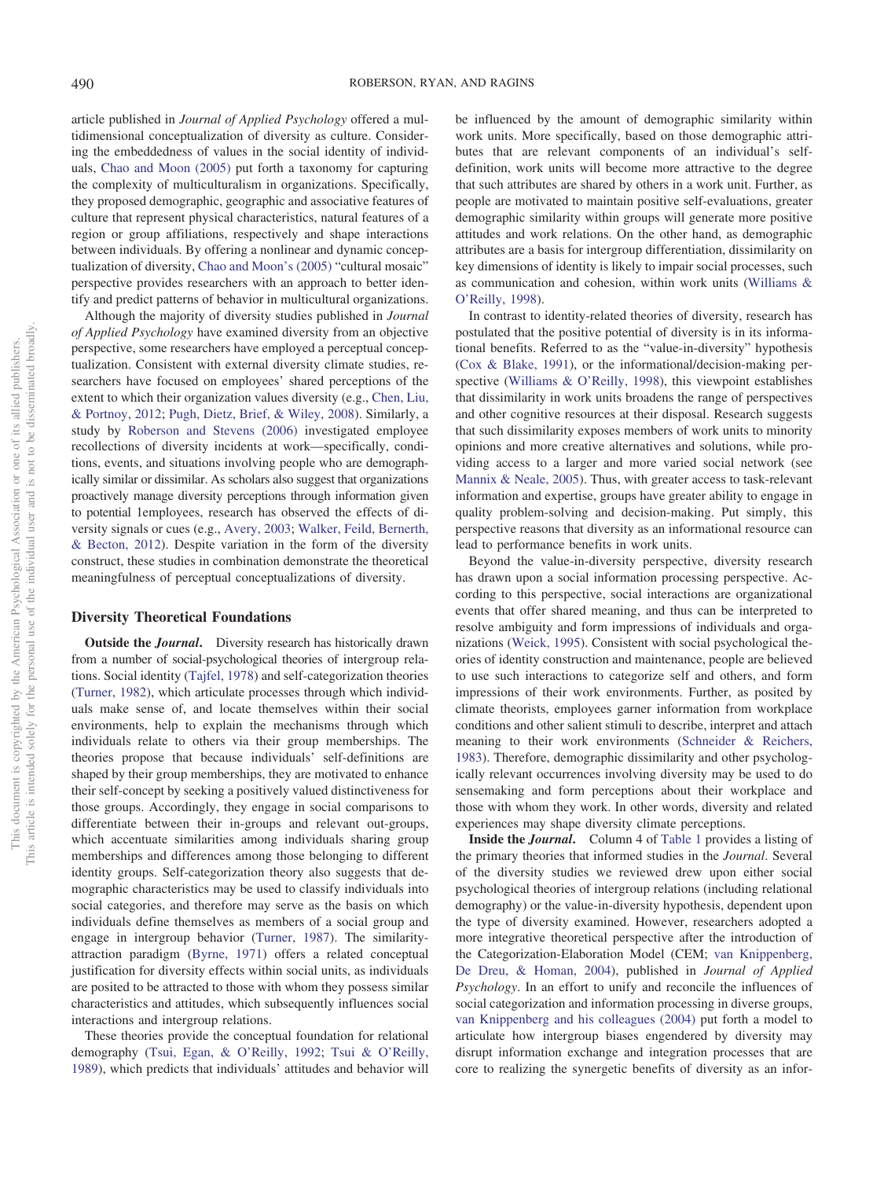article published in *Journal of Applied Psychology* offered a multidimensional conceptualization of diversity as culture. Considering the embeddedness of values in the social identity of individuals, Chao and Moon (2005) put forth a taxonomy for capturing the complexity of multiculturalism in organizations. Specifically, they proposed demographic, geographic and associative features of culture that represent physical characteristics, natural features of a region or group affiliations, respectively and shape interactions between individuals. By offering a nonlinear and dynamic conceptualization of diversity, Chao and Moon's (2005) "cultural mosaic" perspective provides researchers with an approach to better identify and predict patterns of behavior in multicultural organizations.

Although the majority of diversity studies published in *Journal of Applied Psychology* have examined diversity from an objective perspective, some researchers have employed a perceptual conceptualization. Consistent with external diversity climate studies, researchers have focused on employees' shared perceptions of the extent to which their organization values diversity (e.g., Chen, Liu, & Portnoy, 2012; Pugh, Dietz, Brief, & Wiley, 2008). Similarly, a study by Roberson and Stevens (2006) investigated employee recollections of diversity incidents at work—specifically, conditions, events, and situations involving people who are demographically similar or dissimilar. As scholars also suggest that organizations proactively manage diversity perceptions through information given to potential 1employees, research has observed the effects of diversity signals or cues (e.g., Avery, 2003; Walker, Feild, Bernerth, & Becton, 2012). Despite variation in the form of the diversity construct, these studies in combination demonstrate the theoretical meaningfulness of perceptual conceptualizations of diversity.

## Diversity Theoretical Foundations

**Outside the *Journal*.** Diversity research has historically drawn from a number of social-psychological theories of intergroup relations. Social identity (Tajfel, 1978) and self-categorization theories (Turner, 1982), which articulate processes through which individuals make sense of, and locate themselves within their social environments, help to explain the mechanisms through which individuals relate to others via their group memberships. The theories propose that because individuals' self-definitions are shaped by their group memberships, they are motivated to enhance their self-concept by seeking a positively valued distinctiveness for those groups. Accordingly, they engage in social comparisons to differentiate between their in-groups and relevant out-groups, which accentuate similarities among individuals sharing group memberships and differences among those belonging to different identity groups. Self-categorization theory also suggests that demographic characteristics may be used to classify individuals into social categories, and therefore may serve as the basis on which individuals define themselves as members of a social group and engage in intergroup behavior (Turner, 1987). The similarity-attraction paradigm (Byrne, 1971) offers a related conceptual justification for diversity effects within social units, as individuals are posited to be attracted to those with whom they possess similar characteristics and attitudes, which subsequently influences social interactions and intergroup relations.

These theories provide the conceptual foundation for relational demography (Tsui, Egan, & O'Reilly, 1992; Tsui & O'Reilly, 1989), which predicts that individuals' attitudes and behavior will be influenced by the amount of demographic similarity within work units. More specifically, based on those demographic attributes that are relevant components of an individual's self-definition, work units will become more attractive to the degree that such attributes are shared by others in a work unit. Further, as people are motivated to maintain positive self-evaluations, greater demographic similarity within groups will generate more positive attitudes and work relations. On the other hand, as demographic attributes are a basis for intergroup differentiation, dissimilarity on key dimensions of identity is likely to impair social processes, such as communication and cohesion, within work units (Williams & O'Reilly, 1998).

In contrast to identity-related theories of diversity, research has postulated that the positive potential of diversity is in its informational benefits. Referred to as the "value-in-diversity" hypothesis (Cox & Blake, 1991), or the informational/decision-making perspective (Williams & O'Reilly, 1998), this viewpoint establishes that dissimilarity in work units broadens the range of perspectives and other cognitive resources at their disposal. Research suggests that such dissimilarity exposes members of work units to minority opinions and more creative alternatives and solutions, while providing access to a larger and more varied social network (see Mannix & Neale, 2005). Thus, with greater access to task-relevant information and expertise, groups have greater ability to engage in quality problem-solving and decision-making. Put simply, this perspective reasons that diversity as an informational resource can lead to performance benefits in work units.

Beyond the value-in-diversity perspective, diversity research has drawn upon a social information processing perspective. According to this perspective, social interactions are organizational events that offer shared meaning, and thus can be interpreted to resolve ambiguity and form impressions of individuals and organizations (Weick, 1995). Consistent with social psychological theories of identity construction and maintenance, people are believed to use such interactions to categorize self and others, and form impressions of their work environments. Further, as posited by climate theorists, employees garner information from workplace conditions and other salient stimuli to describe, interpret and attach meaning to their work environments (Schneider & Reichers, 1983). Therefore, demographic dissimilarity and other psychologically relevant occurrences involving diversity may be used to do sensemaking and form perceptions about their workplace and those with whom they work. In other words, diversity and related experiences may shape diversity climate perceptions.

**Inside the *Journal*.** Column 4 of Table 1 provides a listing of the primary theories that informed studies in the *Journal*. Several of the diversity studies we reviewed drew upon either social psychological theories of intergroup relations (including relational demography) or the value-in-diversity hypothesis, dependent upon the type of diversity examined. However, researchers adopted a more integrative theoretical perspective after the introduction of the Categorization-Elaboration Model (CEM; van Knippenberg, De Dreu, & Homan, 2004), published in *Journal of Applied Psychology*. In an effort to unify and reconcile the influences of social categorization and information processing in diverse groups, van Knippenberg and his colleagues (2004) put forth a model to articulate how intergroup biases engendered by diversity may disrupt information exchange and integration processes that are core to realizing the synergetic benefits of diversity as an infor-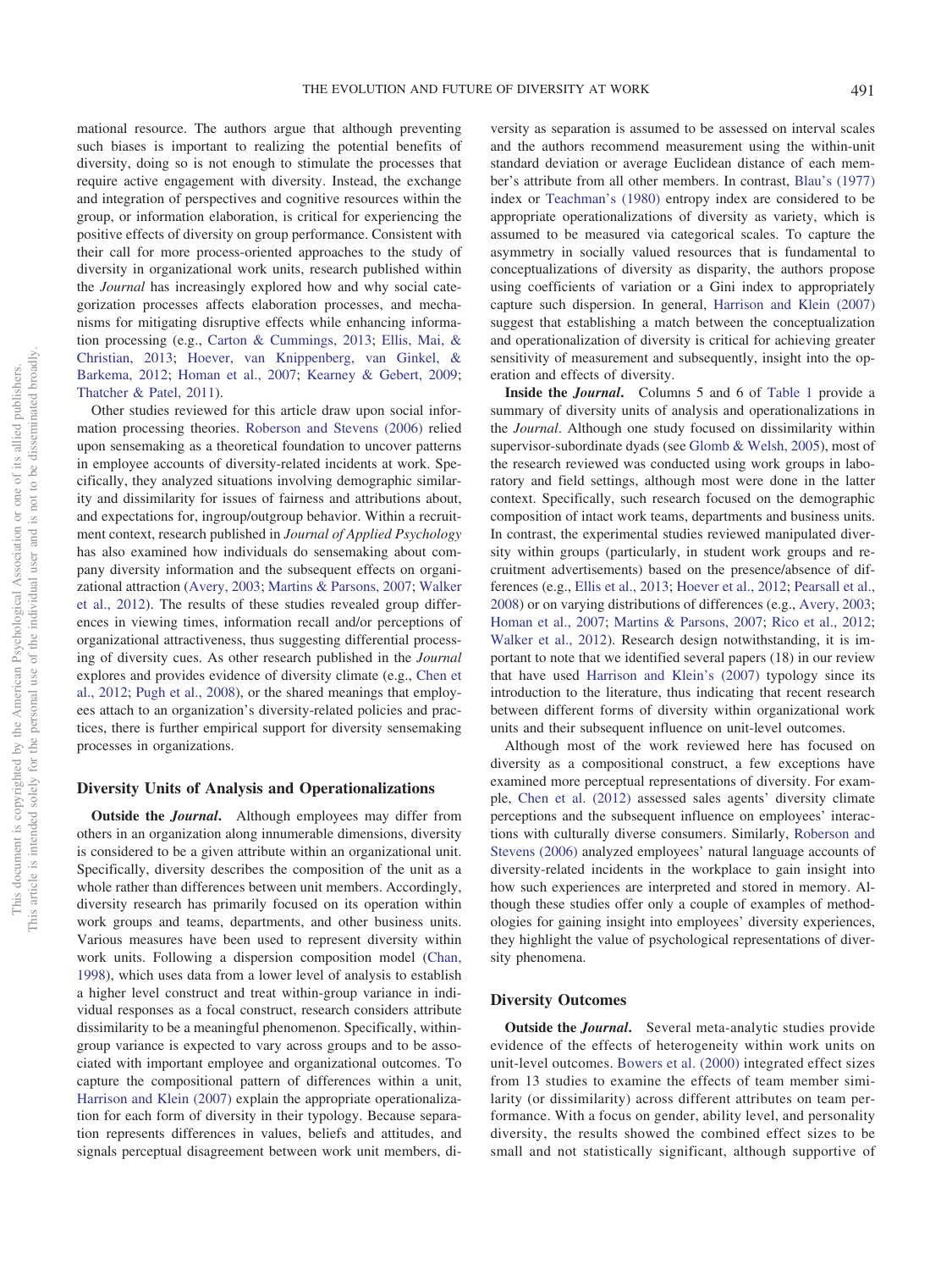mational resource. The authors argue that although preventing such biases is important to realizing the potential benefits of diversity, doing so is not enough to stimulate the processes that require active engagement with diversity. Instead, the exchange and integration of perspectives and cognitive resources within the group, or information elaboration, is critical for experiencing the positive effects of diversity on group performance. Consistent with their call for more process-oriented approaches to the study of diversity in organizational work units, research published within the *Journal* has increasingly explored how and why social categorization processes affects elaboration processes, and mechanisms for mitigating disruptive effects while enhancing information processing (e.g., Carton & Cummings, 2013; Ellis, Mai, & Christian, 2013; Hoever, van Knippenberg, van Ginkel, & Barkema, 2012; Homan et al., 2007; Kearney & Gebert, 2009; Thatcher & Patel, 2011).

Other studies reviewed for this article draw upon social information processing theories. Roberson and Stevens (2006) relied upon sensemaking as a theoretical foundation to uncover patterns in employee accounts of diversity-related incidents at work. Specifically, they analyzed situations involving demographic similarity and dissimilarity for issues of fairness and attributions about, and expectations for, ingroup/outgroup behavior. Within a recruitment context, research published in *Journal of Applied Psychology* has also examined how individuals do sensemaking about company diversity information and the subsequent effects on organizational attraction (Avery, 2003; Martins & Parsons, 2007; Walker et al., 2012). The results of these studies revealed group differences in viewing times, information recall and/or perceptions of organizational attractiveness, thus suggesting differential processing of diversity cues. As other research published in the *Journal* explores and provides evidence of diversity climate (e.g., Chen et al., 2012; Pugh et al., 2008), or the shared meanings that employees attach to an organization's diversity-related policies and practices, there is further empirical support for diversity sensemaking processes in organizations.

## Diversity Units of Analysis and Operationalizations

**Outside the *Journal*.** Although employees may differ from others in an organization along innumerable dimensions, diversity is considered to be a given attribute within an organizational unit. Specifically, diversity describes the composition of the unit as a whole rather than differences between unit members. Accordingly, diversity research has primarily focused on its operation within work groups and teams, departments, and other business units. Various measures have been used to represent diversity within work units. Following a dispersion composition model (Chan, 1998), which uses data from a lower level of analysis to establish a higher level construct and treat within-group variance in individual responses as a focal construct, research considers attribute dissimilarity to be a meaningful phenomenon. Specifically, within-group variance is expected to vary across groups and to be associated with important employee and organizational outcomes. To capture the compositional pattern of differences within a unit, Harrison and Klein (2007) explain the appropriate operationalization for each form of diversity in their typology. Because separation represents differences in values, beliefs and attitudes, and signals perceptual disagreement between work unit members, diversity as separation is assumed to be assessed on interval scales and the authors recommend measurement using the within-unit standard deviation or average Euclidean distance of each member's attribute from all other members. In contrast, Blau's (1977) index or Teachman's (1980) entropy index are considered to be appropriate operationalizations of diversity as variety, which is assumed to be measured via categorical scales. To capture the asymmetry in socially valued resources that is fundamental to conceptualizations of diversity as disparity, the authors propose using coefficients of variation or a Gini index to appropriately capture such dispersion. In general, Harrison and Klein (2007) suggest that establishing a match between the conceptualization and operationalization of diversity is critical for achieving greater sensitivity of measurement and subsequently, insight into the operation and effects of diversity.

**Inside the *Journal*.** Columns 5 and 6 of Table 1 provide a summary of diversity units of analysis and operationalizations in the *Journal*. Although one study focused on dissimilarity within supervisor-subordinate dyads (see Glomb & Welsh, 2005), most of the research reviewed was conducted using work groups in laboratory and field settings, although most were done in the latter context. Specifically, such research focused on the demographic composition of intact work teams, departments and business units. In contrast, the experimental studies reviewed manipulated diversity within groups (particularly, in student work groups and recruitment advertisements) based on the presence/absence of differences (e.g., Ellis et al., 2013; Hoever et al., 2012; Pearsall et al., 2008) or on varying distributions of differences (e.g., Avery, 2003; Homan et al., 2007; Martins & Parsons, 2007; Rico et al., 2012; Walker et al., 2012). Research design notwithstanding, it is important to note that we identified several papers (18) in our review that have used Harrison and Klein's (2007) typology since its introduction to the literature, thus indicating that recent research between different forms of diversity within organizational work units and their subsequent influence on unit-level outcomes.

Although most of the work reviewed here has focused on diversity as a compositional construct, a few exceptions have examined more perceptual representations of diversity. For example, Chen et al. (2012) assessed sales agents' diversity climate perceptions and the subsequent influence on employees' interactions with culturally diverse consumers. Similarly, Roberson and Stevens (2006) analyzed employees' natural language accounts of diversity-related incidents in the workplace to gain insight into how such experiences are interpreted and stored in memory. Although these studies offer only a couple of examples of methodologies for gaining insight into employees' diversity experiences, they highlight the value of psychological representations of diversity phenomena.

## Diversity Outcomes

**Outside the *Journal*.** Several meta-analytic studies provide evidence of the effects of heterogeneity within work units on unit-level outcomes. Bowers et al. (2000) integrated effect sizes from 13 studies to examine the effects of team member similarity (or dissimilarity) across different attributes on team performance. With a focus on gender, ability level, and personality diversity, the results showed the combined effect sizes to be small and not statistically significant, although supportive of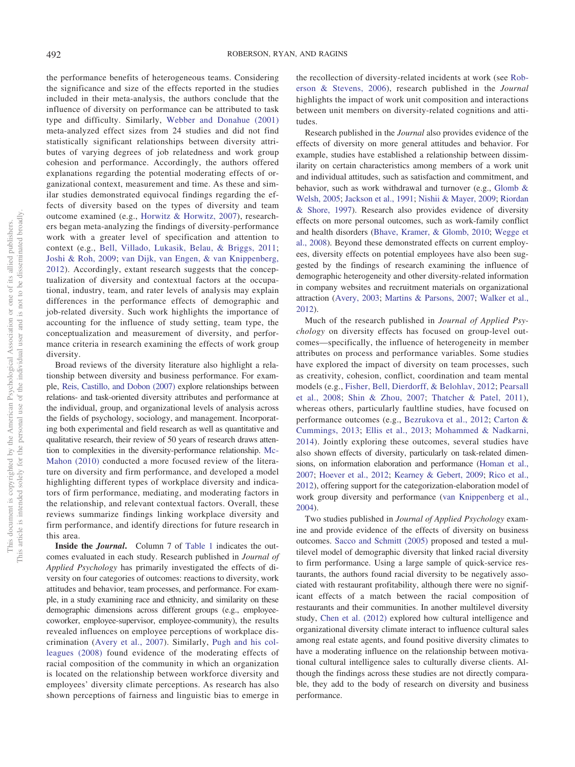the performance benefits of heterogeneous teams. Considering the significance and size of the effects reported in the studies included in their meta-analysis, the authors conclude that the influence of diversity on performance can be attributed to task type and difficulty. Similarly, Webber and Donahue (2001) meta-analyzed effect sizes from 24 studies and did not find statistically significant relationships between diversity attributes of varying degrees of job relatedness and work group cohesion and performance. Accordingly, the authors offered explanations regarding the potential moderating effects of organizational context, measurement and time. As these and similar studies demonstrated equivocal findings regarding the effects of diversity based on the types of diversity and team outcome examined (e.g., Horwitz & Horwitz, 2007), researchers began meta-analyzing the findings of diversity-performance work with a greater level of specification and attention to context (e.g., Bell, Villado, Lukasik, Belau, & Briggs, 2011; Joshi & Roh, 2009; van Dijk, van Engen, & van Knippenberg, 2012). Accordingly, extant research suggests that the conceptualization of diversity and contextual factors at the occupational, industry, team, and rater levels of analysis may explain differences in the performance effects of demographic and job-related diversity. Such work highlights the importance of accounting for the influence of study setting, team type, the conceptualization and measurement of diversity, and performance criteria in research examining the effects of work group diversity.

Broad reviews of the diversity literature also highlight a relationship between diversity and business performance. For example, Reis, Castillo, and Dobon (2007) explore relationships between relations- and task-oriented diversity attributes and performance at the individual, group, and organizational levels of analysis across the fields of psychology, sociology, and management. Incorporating both experimental and field research as well as quantitative and qualitative research, their review of 50 years of research draws attention to complexities in the diversity-performance relationship. McMahon (2010) conducted a more focused review of the literature on diversity and firm performance, and developed a model highlighting different types of workplace diversity and indicators of firm performance, mediating, and moderating factors in the relationship, and relevant contextual factors. Overall, these reviews summarize findings linking workplace diversity and firm performance, and identify directions for future research in this area.

**Inside the *Journal*.** Column 7 of Table 1 indicates the outcomes evaluated in each study. Research published in *Journal of Applied Psychology* has primarily investigated the effects of diversity on four categories of outcomes: reactions to diversity, work attitudes and behavior, team processes, and performance. For example, in a study examining race and ethnicity, and similarity on these demographic dimensions across different groups (e.g., employee-coworker, employee-supervisor, employee-community), the results revealed influences on employee perceptions of workplace discrimination (Avery et al., 2007). Similarly, Pugh and his colleagues (2008) found evidence of the moderating effects of racial composition of the community in which an organization is located on the relationship between workforce diversity and employees' diversity climate perceptions. As research has also shown perceptions of fairness and linguistic bias to emerge in the recollection of diversity-related incidents at work (see Roberson & Stevens, 2006), research published in the *Journal* highlights the impact of work unit composition and interactions between unit members on diversity-related cognitions and attitudes.

Research published in the *Journal* also provides evidence of the effects of diversity on more general attitudes and behavior. For example, studies have established a relationship between dissimilarity on certain characteristics among members of a work unit and individual attitudes, such as satisfaction and commitment, and behavior, such as work withdrawal and turnover (e.g., Glomb & Welsh, 2005; Jackson et al., 1991; Nishii & Mayer, 2009; Riordan & Shore, 1997). Research also provides evidence of diversity effects on more personal outcomes, such as work-family conflict and health disorders (Bhave, Kramer, & Glomb, 2010; Wegge et al., 2008). Beyond these demonstrated effects on current employees, diversity effects on potential employees have also been suggested by the findings of research examining the influence of demographic heterogeneity and other diversity-related information in company websites and recruitment materials on organizational attraction (Avery, 2003; Martins & Parsons, 2007; Walker et al., 2012).

Much of the research published in *Journal of Applied Psychology* on diversity effects has focused on group-level outcomes—specifically, the influence of heterogeneity in member attributes on process and performance variables. Some studies have explored the impact of diversity on team processes, such as creativity, cohesion, conflict, coordination and team mental models (e.g., Fisher, Bell, Dierdorff, & Belohlav, 2012; Pearsall et al., 2008; Shin & Zhou, 2007; Thatcher & Patel, 2011), whereas others, particularly faultline studies, have focused on performance outcomes (e.g., Bezrukova et al., 2012; Carton & Cummings, 2013; Ellis et al., 2013; Mohammed & Nadkarni, 2014). Jointly exploring these outcomes, several studies have also shown effects of diversity, particularly on task-related dimensions, on information elaboration and performance (Homan et al., 2007; Hoever et al., 2012; Kearney & Gebert, 2009; Rico et al., 2012), offering support for the categorization-elaboration model of work group diversity and performance (van Knippenberg et al., 2004).

Two studies published in *Journal of Applied Psychology* examine and provide evidence of the effects of diversity on business outcomes. Sacco and Schmitt (2005) proposed and tested a multilevel model of demographic diversity that linked racial diversity to firm performance. Using a large sample of quick-service restaurants, the authors found racial diversity to be negatively associated with restaurant profitability, although there were no significant effects of a match between the racial composition of restaurants and their communities. In another multilevel diversity study, Chen et al. (2012) explored how cultural intelligence and organizational diversity climate interact to influence cultural sales among real estate agents, and found positive diversity climates to have a moderating influence on the relationship between motivational cultural intelligence sales to culturally diverse clients. Although the findings across these studies are not directly comparable, they add to the body of research on diversity and business performance.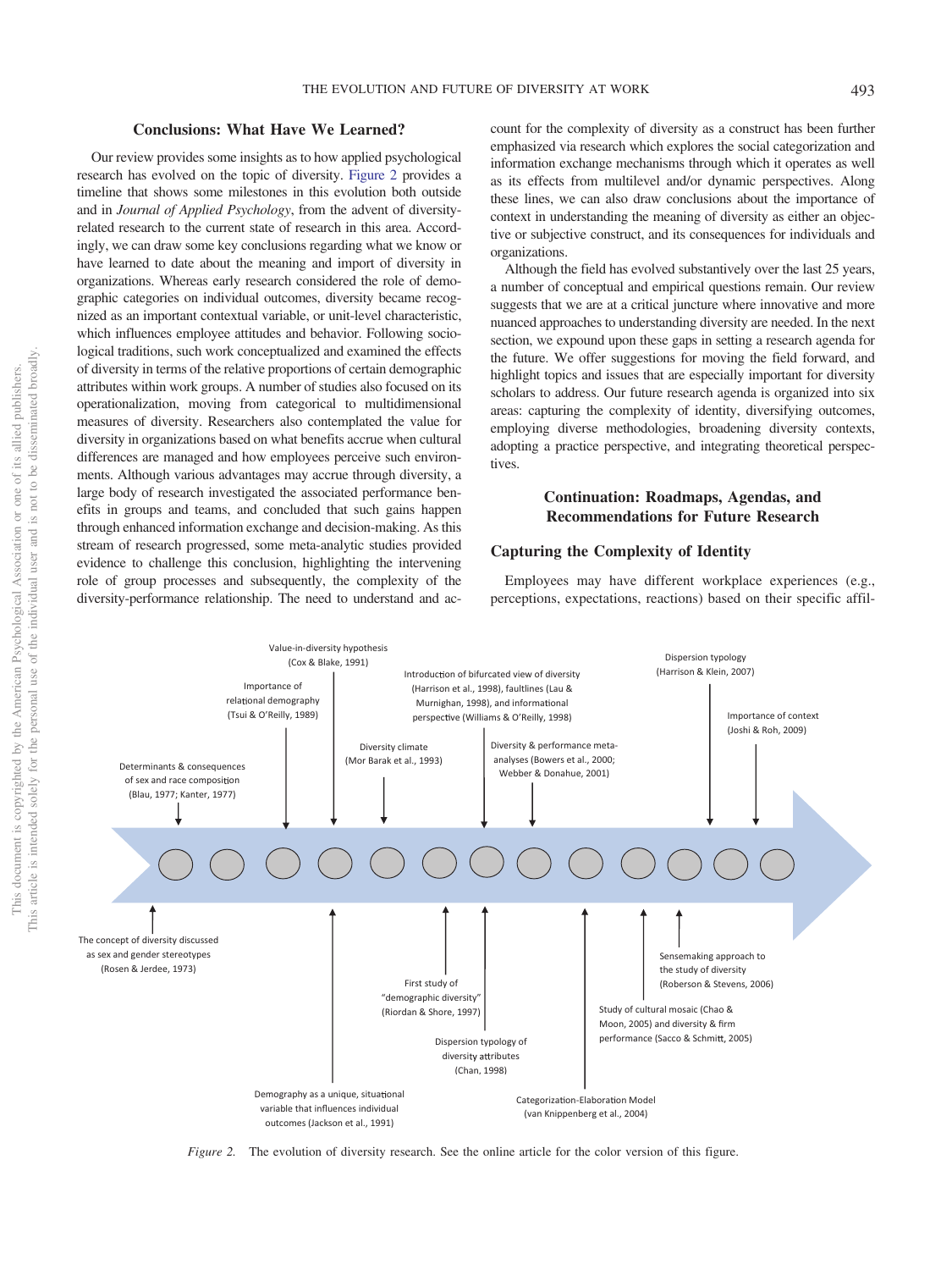## Conclusions: What Have We Learned?

Our review provides some insights as to how applied psychological research has evolved on the topic of diversity. Figure 2 provides a timeline that shows some milestones in this evolution both outside and in *Journal of Applied Psychology*, from the advent of diversity-related research to the current state of research in this area. Accordingly, we can draw some key conclusions regarding what we know or have learned to date about the meaning and import of diversity in organizations. Whereas early research considered the role of demographic categories on individual outcomes, diversity became recognized as an important contextual variable, or unit-level characteristic, which influences employee attitudes and behavior. Following sociological traditions, such work conceptualized and examined the effects of diversity in terms of the relative proportions of certain demographic attributes within work groups. A number of studies also focused on its operationalization, moving from categorical to multidimensional measures of diversity. Researchers also contemplated the value for diversity in organizations based on what benefits accrue when cultural differences are managed and how employees perceive such environments. Although various advantages may accrue through diversity, a large body of research investigated the associated performance benefits in groups and teams, and concluded that such gains happen through enhanced information exchange and decision-making. As this stream of research progressed, some meta-analytic studies provided evidence to challenge this conclusion, highlighting the intervening role of group processes and subsequently, the complexity of the diversity-performance relationship. The need to understand and account for the complexity of diversity as a construct has been further emphasized via research which explores the social categorization and information exchange mechanisms through which it operates as well as its effects from multilevel and/or dynamic perspectives. Along these lines, we can also draw conclusions about the importance of context in understanding the meaning of diversity as either an objective or subjective construct, and its consequences for individuals and organizations.

Although the field has evolved substantively over the last 25 years, a number of conceptual and empirical questions remain. Our review suggests that we are at a critical juncture where innovative and more nuanced approaches to understanding diversity are needed. In the next section, we expound upon these gaps in setting a research agenda for the future. We offer suggestions for moving the field forward, and highlight topics and issues that are especially important for diversity scholars to address. Our future research agenda is organized into six areas: capturing the complexity of identity, diversifying outcomes, employing diverse methodologies, broadening diversity contexts, adopting a practice perspective, and integrating theoretical perspectives.

## Continuation: Roadmaps, Agendas, and Recommendations for Future Research

### Capturing the Complexity of Identity

Employees may have different workplace experiences (e.g., perceptions, expectations, reactions) based on their specific affil-

The concept of diversity discussed as sex and gender stereotypes (Rosen & Jerdee, 1973)

Determinants & consequences of sex and race composition (Blau, 1977; Kanter, 1977)

Importance of relational demography (Tsui & O'Reilly, 1989)

Value-in-diversity hypothesis (Cox & Blake, 1991)

Demography as a unique, situational variable that influences individual outcomes (Jackson et al., 1991)

Diversity climate (Mor Barak et al., 1993)

First study of "demographic diversity" (Riordan & Shore, 1997)

Introduction of bifurcated view of diversity (Harrison et al., 1998), faultlines (Lau & Murnighan, 1998), and informational perspective (Williams & O'Reilly, 1998)

Dispersion typology of diversity attributes (Chan, 1998)

Diversity & performance meta-analyses (Bowers et al., 2000; Webber & Donahue, 2001)

Categorization-Elaboration Model (van Knippenberg et al., 2004)

Study of cultural mosaic (Chao & Moon, 2005) and diversity & firm performance (Sacco & Schmitt, 2005)

Sensemaking approach to the study of diversity (Roberson & Stevens, 2006)

Dispersion typology (Harrison & Klein, 2007)

Importance of context (Joshi & Roh, 2009)

*Figure 2.* The evolution of diversity research. See the online article for the color version of this figure.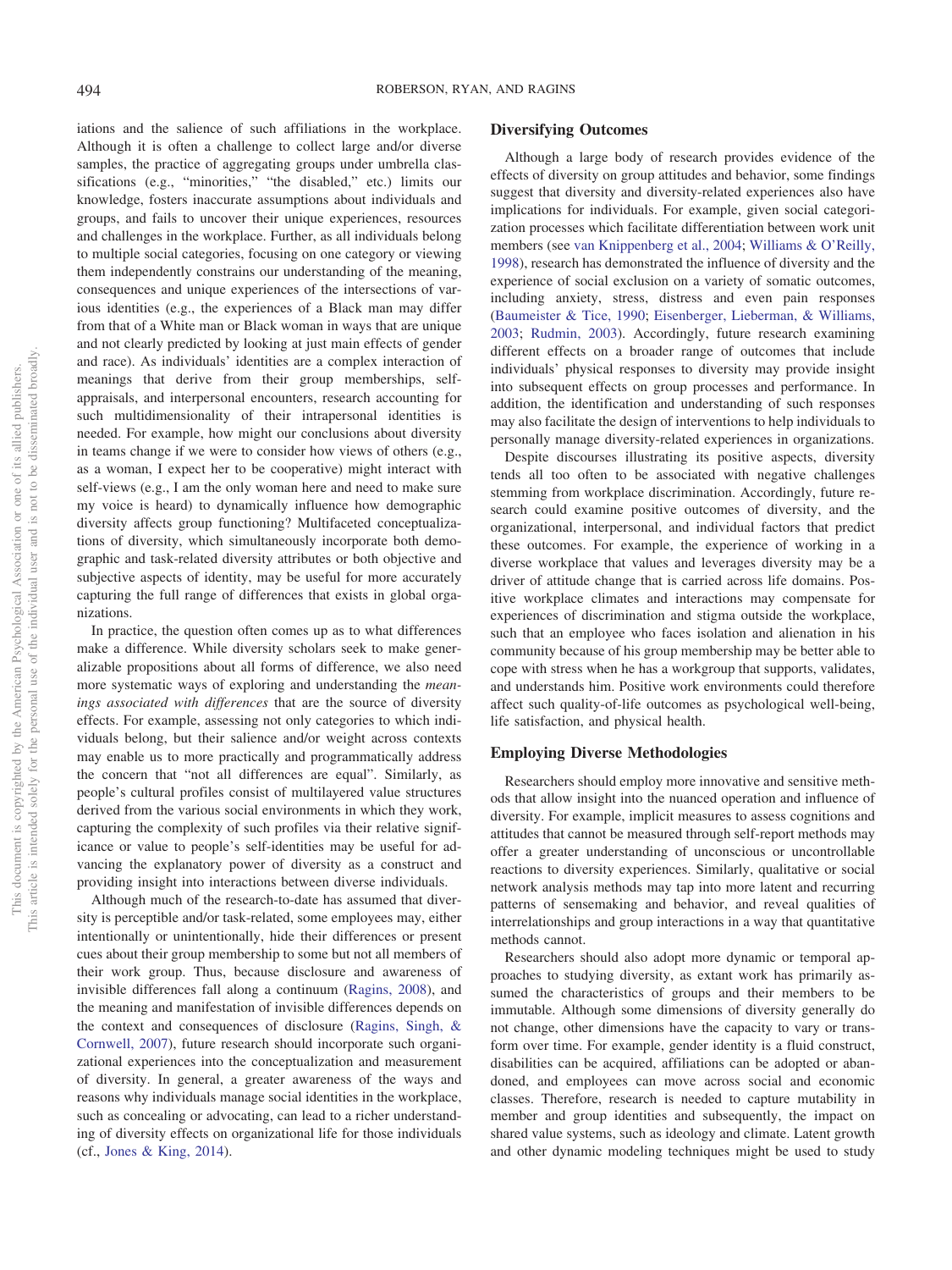iations and the salience of such affiliations in the workplace. Although it is often a challenge to collect large and/or diverse samples, the practice of aggregating groups under umbrella classifications (e.g., "minorities," "the disabled," etc.) limits our knowledge, fosters inaccurate assumptions about individuals and groups, and fails to uncover their unique experiences, resources and challenges in the workplace. Further, as all individuals belong to multiple social categories, focusing on one category or viewing them independently constrains our understanding of the meaning, consequences and unique experiences of the intersections of various identities (e.g., the experiences of a Black man may differ from that of a White man or Black woman in ways that are unique and not clearly predicted by looking at just main effects of gender and race). As individuals' identities are a complex interaction of meanings that derive from their group memberships, self-appraisals, and interpersonal encounters, research accounting for such multidimensionality of their intrapersonal identities is needed. For example, how might our conclusions about diversity in teams change if we were to consider how views of others (e.g., as a woman, I expect her to be cooperative) might interact with self-views (e.g., I am the only woman here and need to make sure my voice is heard) to dynamically influence how demographic diversity affects group functioning? Multifaceted conceptualizations of diversity, which simultaneously incorporate both demographic and task-related diversity attributes or both objective and subjective aspects of identity, may be useful for more accurately capturing the full range of differences that exists in global organizations.

In practice, the question often comes up as to what differences make a difference. While diversity scholars seek to make generalizable propositions about all forms of difference, we also need more systematic ways of exploring and understanding the *meanings associated with differences* that are the source of diversity effects. For example, assessing not only categories to which individuals belong, but their salience and/or weight across contexts may enable us to more practically and programmatically address the concern that "not all differences are equal". Similarly, as people's cultural profiles consist of multilayered value structures derived from the various social environments in which they work, capturing the complexity of such profiles via their relative significance or value to people's self-identities may be useful for advancing the explanatory power of diversity as a construct and providing insight into interactions between diverse individuals.

Although much of the research-to-date has assumed that diversity is perceptible and/or task-related, some employees may, either intentionally or unintentionally, hide their differences or present cues about their group membership to some but not all members of their work group. Thus, because disclosure and awareness of invisible differences fall along a continuum (Ragins, 2008), and the meaning and manifestation of invisible differences depends on the context and consequences of disclosure (Ragins, Singh, & Cornwell, 2007), future research should incorporate such organizational experiences into the conceptualization and measurement of diversity. In general, a greater awareness of the ways and reasons why individuals manage social identities in the workplace, such as concealing or advocating, can lead to a richer understanding of diversity effects on organizational life for those individuals (cf., Jones & King, 2014).

### Diversifying Outcomes

Although a large body of research provides evidence of the effects of diversity on group attitudes and behavior, some findings suggest that diversity and diversity-related experiences also have implications for individuals. For example, given social categorization processes which facilitate differentiation between work unit members (see van Knippenberg et al., 2004; Williams & O'Reilly, 1998), research has demonstrated the influence of diversity and the experience of social exclusion on a variety of somatic outcomes, including anxiety, stress, distress and even pain responses (Baumeister & Tice, 1990; Eisenberger, Lieberman, & Williams, 2003; Rudmin, 2003). Accordingly, future research examining different effects on a broader range of outcomes that include individuals' physical responses to diversity may provide insight into subsequent effects on group processes and performance. In addition, the identification and understanding of such responses may also facilitate the design of interventions to help individuals to personally manage diversity-related experiences in organizations.

Despite studies illustrating its positive aspects, diversity tends all too often to be associated with negative challenges stemming from workplace discrimination. Accordingly, future research could examine positive outcomes of diversity, and the organizational, interpersonal, and individual factors that predict these outcomes. For example, the experience of working in a diverse workplace that values and leverages diversity may be a driver of attitude change that is carried across life domains. Positive workplace climates and interactions may compensate for experiences of discrimination and stigma outside the workplace, such that an employee who faces isolation and alienation in his community because of his group membership may be better able to cope with stress when he has a workgroup that supports, validates, and understands him. Positive work environments could therefore affect such quality-of-life outcomes as psychological well-being, life satisfaction, and physical health.

### Employing Diverse Methodologies

Researchers should employ more innovative and sensitive methods that allow insight into the nuanced operation and influence of diversity. For example, implicit measures to assess cognitions and attitudes that cannot be measured through self-report methods may offer a greater understanding of unconscious or uncontrollable reactions to diversity experiences. Similarly, qualitative or social network analysis methods may tap into more latent and recurring patterns of sensemaking and behavior, and reveal qualities of interrelationships and group interactions in a way that quantitative methods cannot.

Researchers should also adopt more dynamic or temporal approaches to studying diversity, as extant work has primarily assumed the characteristics of groups and their members to be immutable. Although some dimensions of diversity generally do not change, other dimensions have the capacity to vary or transform over time. For example, gender identity is a fluid construct, disabilities can be acquired, affiliations can be adopted or abandoned, and employees can move across social and economic classes. Therefore, research is needed to capture mutability in member and group identities and subsequently, the impact on shared value systems, such as ideology and climate. Latent growth and other dynamic modeling techniques might be used to study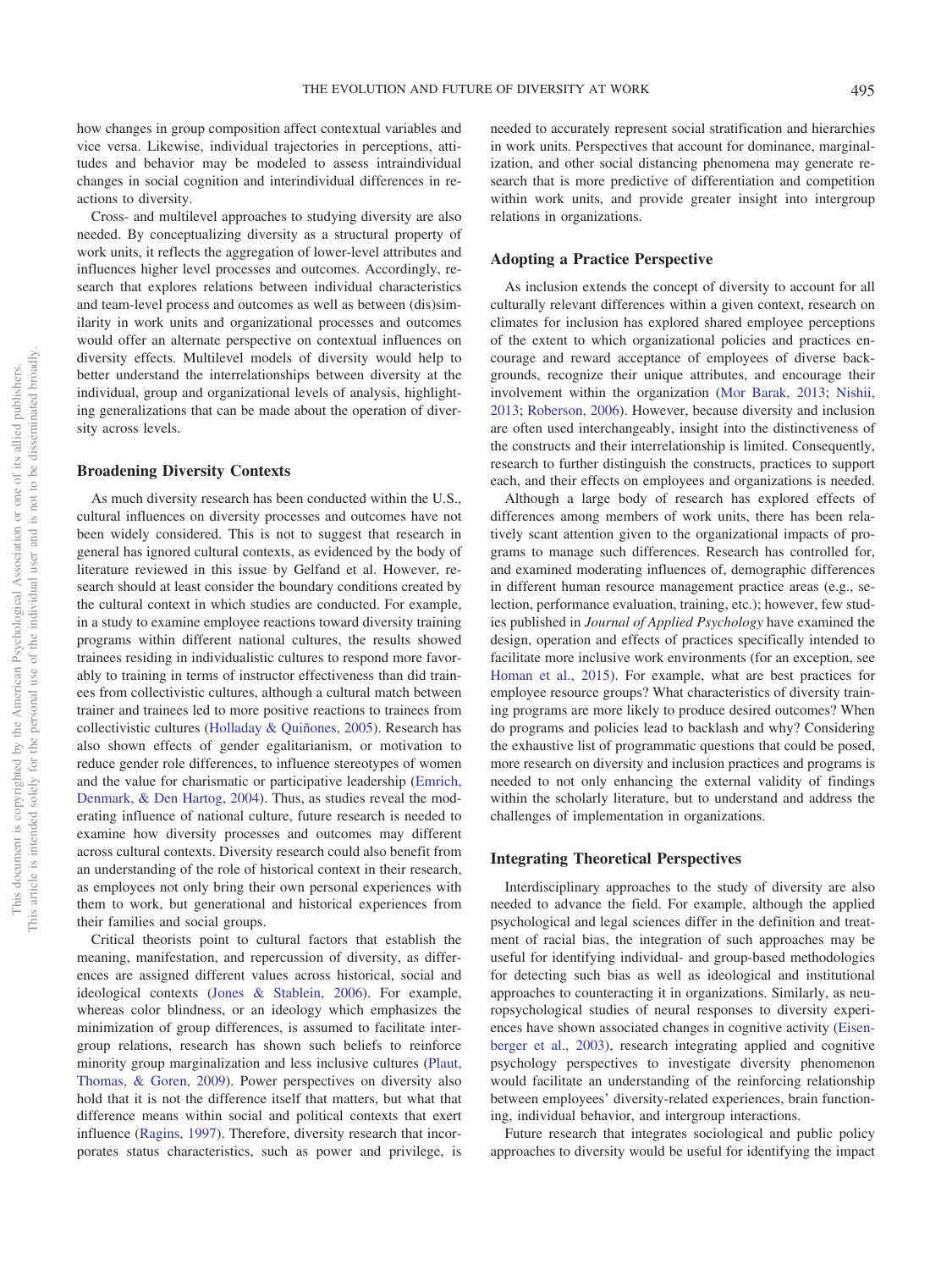how changes in group composition affect contextual variables and vice versa. Likewise, individual trajectories in perceptions, attitudes and behavior may be modeled to assess intraindividual changes in social cognition and interindividual differences in reactions to diversity.

Cross- and multilevel approaches to studying diversity are also needed. By conceptualizing diversity as a structural property of work units, it reflects the aggregation of lower-level attributes and influences higher level processes and outcomes. Accordingly, research that explores relations between individual characteristics and team-level process and outcomes as well as between (dis)similarity in work units and organizational processes and outcomes would offer an alternate perspective on contextual influences on diversity effects. Multilevel models of diversity would help to better understand the interrelationships between diversity at the individual, group and organizational levels of analysis, highlighting generalizations that can be made about the operation of diversity across levels.

### Broadening Diversity Contexts

As much diversity research has been conducted within the U.S., cultural influences on diversity processes and outcomes have not been widely considered. This is not to suggest that research in general has ignored cultural contexts, as evidenced by the body of literature reviewed in this issue by Gelfand et al. However, research should at least consider the boundary conditions created by the cultural context in which studies are conducted. For example, in a study to examine employee reactions toward diversity training programs within different national cultures, the results showed trainees residing in individualistic cultures to respond more favorably to training in terms of instructor effectiveness than did trainees from collectivistic cultures, although a cultural match between trainer and trainees led to more positive reactions to trainees from collectivistic cultures (Holladay & Quiñones, 2005). Research has also shown effects of gender egalitarianism, or motivation to reduce gender role differences, to influence stereotypes of women and the value for charismatic or participative leadership (Emrich, Denmark, & Den Hartog, 2004). Thus, as studies reveal the moderating influence of national culture, future research is needed to examine how diversity processes and outcomes may different across cultural contexts. Diversity research could also benefit from an understanding of the role of historical context in their research, as employees not only bring their own personal experiences with them to work, but generational and historical experiences from their families and social groups.

Critical theorists point to cultural factors that establish the meaning, manifestation, and repercussion of diversity, as differences are assigned different values across historical, social and ideological contexts (Jones & Stablein, 2006). For example, whereas color blindness, or an ideology which emphasizes the minimization of group differences, is assumed to facilitate intergroup relations, research has shown such beliefs to reinforce minority group marginalization and less inclusive cultures (Plaut, Thomas, & Goren, 2009). Power perspectives on diversity also hold that it is not the difference itself that matters, but what that difference means within social and political contexts that exert influence (Ragins, 1997). Therefore, diversity research that incorporates status characteristics, such as power and privilege, is needed to accurately represent social stratification and hierarchies in work units. Perspectives that account for dominance, marginalization, and other social distancing phenomena may generate research that is more predictive of differentiation and competition within work units, and provide greater insight into intergroup relations in organizations.

### Adopting a Practice Perspective

As inclusion extends the concept of diversity to account for all culturally relevant differences within a given context, research on climates for inclusion has explored shared employee perceptions of the extent to which organizational policies and practices encourage and reward acceptance of employees of diverse backgrounds, recognize their unique attributes, and encourage their involvement within the organization (Mor Barak, 2013; Nishii, 2013; Roberson, 2006). However, because diversity and inclusion are often used interchangeably, insight into the distinctiveness of the constructs and their interrelationship is limited. Consequently, research to further distinguish the constructs, practices to support each, and their effects on employees and organizations is needed.

Although a large body of research has explored effects of differences among members of work units, there has been relatively scant attention given to the organizational impacts of programs to manage such differences. Research has controlled for, and examined moderating influences of, demographic differences in different human resource management practice areas (e.g., selection, performance evaluation, training, etc.); however, few studies published in *Journal of Applied Psychology* have examined the design, operation and effects of practices specifically intended to facilitate more inclusive work environments (for an exception, see Homan et al., 2015). For example, what are best practices for employee resource groups? What characteristics of diversity training programs are more likely to produce desired outcomes? When do programs and policies lead to backlash and why? Considering the exhaustive list of programmatic questions that could be posed, more research on diversity and inclusion practices and programs is needed to not only enhancing the external validity of findings within the scholarly literature, but to understand and address the challenges of implementation in organizations.

### Integrating Theoretical Perspectives

Interdisciplinary approaches to the study of diversity are also needed to advance the field. For example, although the applied psychological and legal sciences differ in the definition and treatment of racial bias, the integration of such approaches may be useful for identifying individual- and group-based methodologies for detecting such bias as well as ideological and institutional approaches to counteracting it in organizations. Similarly, as neuropsychological studies of neural responses to diversity experiences have shown associated changes in cognitive activity (Eisenberger et al., 2003), research integrating applied and cognitive psychology perspectives to investigate diversity phenomenon would facilitate an understanding of the reinforcing relationship between employees' diversity-related experiences, brain functioning, individual behavior, and intergroup interactions.

Future research that integrates sociological and public policy approaches to diversity would be useful for identifying the impact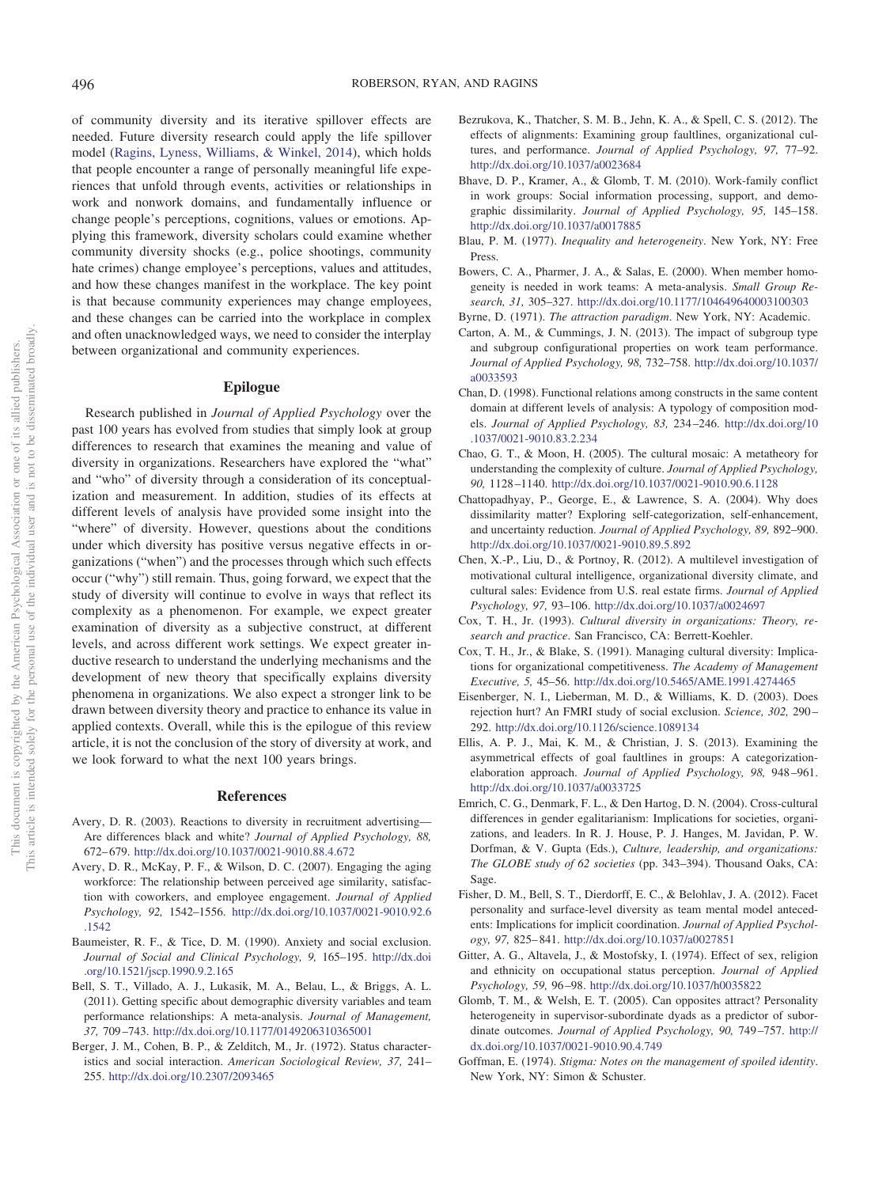of community diversity and its iterative spillover effects are needed. Future diversity research could apply the life spillover model (Ragins, Lyness, Williams, & Winkel, 2014), which holds that people encounter a range of personally meaningful life experiences that unfold through events, activities or relationships in work and nonwork domains, and fundamentally influence or change people's perceptions, cognitions, values or emotions. Applying this framework, diversity scholars could examine whether community diversity shocks (e.g., police shootings, community hate crimes) change employee's perceptions, values and attitudes, and how these changes manifest in the workplace. The key point is that because community experiences may change employees, and these changes can be carried into the workplace in complex and often unacknowledged ways, we need to consider the interplay between organizational and community experiences.

## Epilogue

Research published in *Journal of Applied Psychology* over the past 100 years has evolved from studies that simply look at group differences to research that examines the meaning and value of diversity in organizations. Researchers have explored the "what" and "who" of diversity through a consideration of its conceptualization and measurement. In addition, studies of its effects at different levels of analysis have provided some insight into the "where" of diversity. However, questions about the conditions under which diversity has positive versus negative effects in organizations ("when") and the processes through which such effects occur ("why") still remain. Thus, going forward, we expect that the study of diversity will continue to evolve in ways that reflect its complexity as a phenomenon. For example, we expect greater examination of diversity as a subjective construct, at different levels, and across different work settings. We expect greater inductive research to understand the underlying mechanisms and the development of new theory that specifically explains diversity phenomena in organizations. We also expect a stronger link to be drawn between diversity theory and practice to enhance its value in applied contexts. Overall, while this is the epilogue of this review article, it is not the conclusion of the story of diversity at work, and we look forward to what the next 100 years brings.

## References

Avery, D. R. (2003). Reactions to diversity in recruitment advertising—Are differences black and white? *Journal of Applied Psychology, 88,* 672–679. http://dx.doi.org/10.1037/0021-9010.88.4.672

Avery, D. R., McKay, P. F., & Wilson, D. C. (2007). Engaging the aging workforce: The relationship between perceived age similarity, satisfaction with coworkers, and employee engagement. *Journal of Applied Psychology, 92,* 1542–1556. http://dx.doi.org/10.1037/0021-9010.92.6.1542

Baumeister, R. F., & Tice, D. M. (1990). Anxiety and social exclusion. *Journal of Social and Clinical Psychology, 9,* 165–195. http://dx.doi.org/10.1521/jscp.1990.9.2.165

Bell, S. T., Villado, A. J., Lukasik, M. A., Belau, L., & Briggs, A. L. (2011). Getting specific about demographic diversity variables and team performance relationships: A meta-analysis. *Journal of Management, 37,* 709–743. http://dx.doi.org/10.1177/0149206310365001

Berger, J. M., Cohen, B. P., & Zelditch, M., Jr. (1972). Status characteristics and social interaction. *American Sociological Review, 37,* 241–255. http://dx.doi.org/10.2307/2093465

Bezrukova, K., Thatcher, S. M. B., Jehn, K. A., & Spell, C. S. (2012). The effects of alignments: Examining group faultlines, organizational cultures, and performance. *Journal of Applied Psychology, 97,* 77–92. http://dx.doi.org/10.1037/a0023684

Bhave, D. P., Kramer, A., & Glomb, T. M. (2010). Work-family conflict in work groups: Social information processing, support, and demographic dissimilarity. *Journal of Applied Psychology, 95,* 145–158. http://dx.doi.org/10.1037/a0017885

Blau, P. M. (1977). *Inequality and heterogeneity*. New York, NY: Free Press.

Bowers, C. A., Pharmer, J. A., & Salas, E. (2000). When member homogeneity is needed in work teams: A meta-analysis. *Small Group Research, 31,* 305–327. http://dx.doi.org/10.1177/104649640003100303

Byrne, D. (1971). *The attraction paradigm*. New York, NY: Academic.

Carton, A. M., & Cummings, J. N. (2013). The impact of subgroup type and subgroup configurational properties on work team performance. *Journal of Applied Psychology, 98,* 732–758. http://dx.doi.org/10.1037/a0033593

Chan, D. (1998). Functional relations among constructs in the same content domain at different levels of analysis: A typology of composition models. *Journal of Applied Psychology, 83,* 234–246. http://dx.doi.org/10.1037/0021-9010.83.2.234

Chao, G. T., & Moon, H. (2005). The cultural mosaic: A metatheory for understanding the complexity of culture. *Journal of Applied Psychology, 90,* 1128–1140. http://dx.doi.org/10.1037/0021-9010.90.6.1128

Chattopadhyay, P., George, E., & Lawrence, S. A. (2004). Why does dissimilarity matter? Exploring self-categorization, self-enhancement, and uncertainty reduction. *Journal of Applied Psychology, 89,* 892–900. http://dx.doi.org/10.1037/0021-9010.89.5.892

Chen, X.-P., Liu, D., & Portnoy, R. (2012). A multilevel investigation of motivational cultural intelligence, organizational diversity climate, and cultural sales: Evidence from U.S. real estate firms. *Journal of Applied Psychology, 97,* 93–106. http://dx.doi.org/10.1037/a0024697

Cox, T. H., Jr. (1993). *Cultural diversity in organizations: Theory, research and practice*. San Francisco, CA: Berrett-Koehler.

Cox, T. H., Jr., & Blake, S. (1991). Managing cultural diversity: Implications for organizational competitiveness. *The Academy of Management Executive, 5,* 45–56. http://dx.doi.org/10.5465/AME.1991.4274465

Eisenberger, N. I., Lieberman, M. D., & Williams, K. D. (2003). Does rejection hurt? An FMRI study of social exclusion. *Science, 302,* 290–292. http://dx.doi.org/10.1126/science.1089134

Ellis, A. P. J., Mai, K. M., & Christian, J. S. (2013). Examining the asymmetrical effects of goal faultlines in groups: A categorization-elaboration approach. *Journal of Applied Psychology, 98,* 948–961. http://dx.doi.org/10.1037/a0033725

Emrich, C. G., Denmark, F. L., & Den Hartog, D. N. (2004). Cross-cultural differences in gender egalitarianism: Implications for societies, organizations, and leaders. In R. J. House, P. J. Hanges, M. Javidan, P. W. Dorfman, & V. Gupta (Eds.), *Culture, leadership, and organizations: The GLOBE study of 62 societies* (pp. 343–394). Thousand Oaks, CA: Sage.

Fisher, D. M., Bell, S. T., Dierdorff, E. C., & Belohlav, J. A. (2012). Facet personality and surface-level diversity as team mental model antecedents: Implications for implicit coordination. *Journal of Applied Psychology, 97,* 825–841. http://dx.doi.org/10.1037/a0027851

Gitter, A. G., Altavela, J., & Mostofsky, I. (1974). Effect of sex, religion and ethnicity on occupational status perception. *Journal of Applied Psychology, 59,* 96–98. http://dx.doi.org/10.1037/h0035822

Glomb, T. M., & Welsh, E. T. (2005). Can opposites attract? Personality heterogeneity in supervisor-subordinate dyads as a predictor of subordinate outcomes. *Journal of Applied Psychology, 90,* 749–757. http://dx.doi.org/10.1037/0021-9010.90.4.749

Goffman, E. (1974). *Stigma: Notes on the management of spoiled identity*. New York, NY: Simon & Schuster.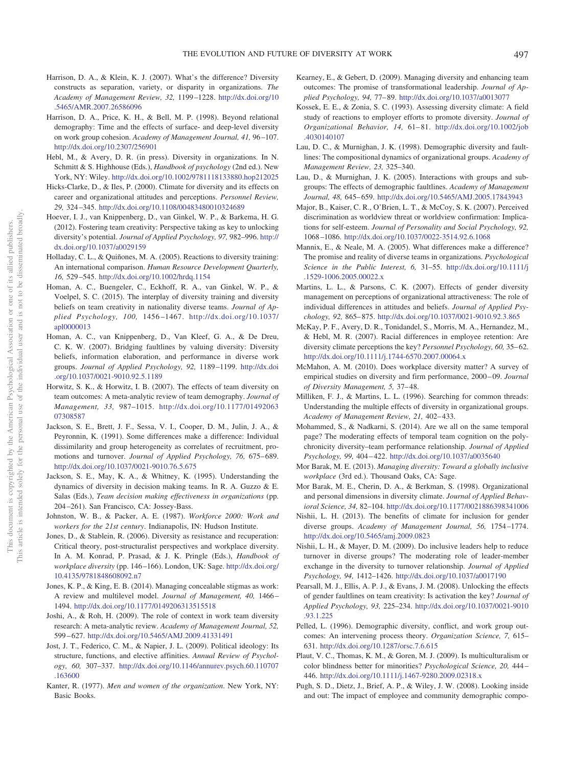Harrison, D. A., & Klein, K. J. (2007). What's the difference? Diversity constructs as separation, variety, or disparity in organizations. *The Academy of Management Review, 32,* 1199–1228. http://dx.doi.org/10.5465/AMR.2007.26586096

Harrison, D. A., Price, K. H., & Bell, M. P. (1998). Beyond relational demography: Time and the effects of surface- and deep-level diversity on work group cohesion. *Academy of Management Journal, 41,* 96–107. http://dx.doi.org/10.2307/256901

Hebl, M., & Avery, D. R. (in press). Diversity in organizations. In N. Schmitt & S. Highhouse (Eds.), *Handbook of psychology* (2nd ed.). New York, NY: Wiley. http://dx.doi.org/10.1002/9781118133880.hop212025

Hicks-Clarke, D., & Iles, P. (2000). Climate for diversity and its effects on career and organizational attitudes and perceptions. *Personnel Review, 29,* 324–345. http://dx.doi.org/10.1108/00483480010324689

Hoever, I. J., van Knippenberg, D., van Ginkel, W. P., & Barkema, H. G. (2012). Fostering team creativity: Perspective taking as key to unlocking diversity's potential. *Journal of Applied Psychology, 97,* 982–996. http://dx.doi.org/10.1037/a0029159

Holladay, C. L., & Quiñones, M. A. (2005). Reactions to diversity training: An international comparison. *Human Resource Development Quarterly, 16,* 529–545. http://dx.doi.org/10.1002/hrdq.1154

Homan, A. C., Buengeler, C., Eckhoff, R. A., van Ginkel, W. P., & Voelpel, S. C. (2015). The interplay of diversity training and diversity beliefs on team creativity in nationality diverse teams. *Journal of Applied Psychology, 100,* 1456–1467. http://dx.doi.org/10.1037/apl0000013

Homan, A. C., van Knippenberg, D., Van Kleef, G. A., & De Dreu, C. K. W. (2007). Bridging faultlines by valuing diversity: Diversity beliefs, information elaboration, and performance in diverse work groups. *Journal of Applied Psychology, 92,* 1189–1199. http://dx.doi.org/10.1037/0021-9010.92.5.1189

Horwitz, S. K., & Horwitz, I. B. (2007). The effects of team diversity on team outcomes: A meta-analytic review of team demography. *Journal of Management, 33,* 987–1015. http://dx.doi.org/10.1177/0149206307308587

Jackson, S. E., Brett, J. F., Sessa, V. I., Cooper, D. M., Julin, J. A., & Peyronnin, K. (1991). Some differences make a difference: Individual dissimilarity and group heterogeneity as correlates of recruitment, promotions and turnover. *Journal of Applied Psychology, 76,* 675–689. http://dx.doi.org/10.1037/0021-9010.76.5.675

Jackson, S. E., May, K. A., & Whitney, K. (1995). Understanding the dynamics of diversity in decision making teams. In R. A. Guzzo & E. Salas (Eds.), *Team decision making effectiveness in organizations* (pp. 204–261). San Francisco, CA: Jossey-Bass.

Johnston, W. B., & Packer, A. E. (1987). *Workforce 2000: Work and workers for the 21st century*. Indianapolis, IN: Hudson Institute.

Jones, D., & Stablein, R. (2006). Diversity as resistance and recuperation: Critical theory, post-structuralist perspectives and workplace diversity. In A. M. Konrad, P. Prasad, & J. K. Pringle (Eds.), *Handbook of workplace diversity* (pp. 146–166). London, UK: Sage. http://dx.doi.org/10.4135/9781848608092.n7

Jones, K. P., & King, E. B. (2014). Managing concealable stigmas as work: A review and multilevel model. *Journal of Management, 40,* 1466–1494. http://dx.doi.org/10.1177/0149206313515518

Joshi, A., & Roh, H. (2009). The role of context in work team diversity research: A meta-analytic review. *Academy of Management Journal, 52,* 599–627. http://dx.doi.org/10.5465/AMJ.2009.41331491

Jost, J. T., Federico, C. M., & Napier, J. L. (2009). Political ideology: Its structure, functions, and elective affinities. *Annual Review of Psychology, 60,* 307–337. http://dx.doi.org/10.1146/annurev.psych.60.110707.163600

Kanter, R. (1977). *Men and women of the organization*. New York, NY: Basic Books.

Kearney, E., & Gebert, D. (2009). Managing diversity and enhancing team outcomes: The promise of transformational leadership. *Journal of Applied Psychology, 94,* 77–89. http://dx.doi.org/10.1037/a0013077

Kossek, E. E., & Zonia, S. C. (1993). Assessing diversity climate: A field study of reactions to employer efforts to promote diversity. *Journal of Organizational Behavior, 14,* 61–81. http://dx.doi.org/10.1002/job.4030140107

Lau, D. C., & Murnighan, J. K. (1998). Demographic diversity and faultlines: The compositional dynamics of organizational groups. *Academy of Management Review, 23,* 325–340.

Lau, D., & Murnighan, J. K. (2005). Interactions with groups and subgroups: The effects of demographic faultlines. *Academy of Management Journal, 48,* 645–659. http://dx.doi.org/10.5465/AMJ.2005.17843943

Major, B., Kaiser, C. R., O'Brien, L. T., & McCoy, S. K. (2007). Perceived discrimination as worldview threat or worldview confirmation: Implications for self-esteem. *Journal of Personality and Social Psychology, 92,* 1068–1086. http://dx.doi.org/10.1037/0022-3514.92.6.1068

Mannix, E., & Neale, M. A. (2005). What differences make a difference? The promise and reality of diverse teams in organizations. *Psychological Science in the Public Interest, 6,* 31–55. http://dx.doi.org/10.1111/j.1529-1006.2005.00022.x

Martins, L. L., & Parsons, C. K. (2007). Effects of gender diversity management on perceptions of organizational attractiveness: The role of individual differences in attitudes and beliefs. *Journal of Applied Psychology, 92,* 865–875. http://dx.doi.org/10.1037/0021-9010.92.3.865

McKay, P. F., Avery, D. R., Tonidandel, S., Morris, M. A., Hernandez, M., & Hebl, M. R. (2007). Racial differences in employee retention: Are diversity climate perceptions the key? *Personnel Psychology, 60,* 35–62. http://dx.doi.org/10.1111/j.1744-6570.2007.00064.x

McMahon, A. M. (2010). Does workplace diversity matter? A survey of empirical studies on diversity and firm performance, 2000–09. *Journal of Diversity Management, 5,* 37–48.

Milliken, F. J., & Martins, L. L. (1996). Searching for common threads: Understanding the multiple effects of diversity in organizational groups. *Academy of Management Review, 21,* 402–433.

Mohammed, S., & Nadkarni, S. (2014). Are we all on the same temporal page? The moderating effects of temporal team cognition on the polychronicity diversity–team performance relationship. *Journal of Applied Psychology, 99,* 404–422. http://dx.doi.org/10.1037/a0035640

Mor Barak, M. E. (2013). *Managing diversity: Toward a globally inclusive workplace* (3rd ed.). Thousand Oaks, CA: Sage.

Mor Barak, M. E., Cherin, D. A., & Berkman, S. (1998). Organizational and personal dimensions in diversity climate. *Journal of Applied Behavioral Science, 34,* 82–104. http://dx.doi.org/10.1177/0021886398341006

Nishii, L. H. (2013). The benefits of climate for inclusion for gender diverse groups. *Academy of Management Journal, 56,* 1754–1774. http://dx.doi.org/10.5465/amj.2009.0823

Nishii, L. H., & Mayer, D. M. (2009). Do inclusive leaders help to reduce turnover in diverse groups? The moderating role of leader-member exchange in the diversity to turnover relationship. *Journal of Applied Psychology, 94,* 1412–1426. http://dx.doi.org/10.1037/a0017190

Pearsall, M. J., Ellis, A. P. J., & Evans, J. M. (2008). Unlocking the effects of gender faultlines on team creativity: Is activation the key? *Journal of Applied Psychology, 93,* 225–234. http://dx.doi.org/10.1037/0021-9010.93.1.225

Pelled, L. (1996). Demographic diversity, conflict, and work group outcomes: An intervening process theory. *Organization Science, 7,* 615–631. http://dx.doi.org/10.1287/orsc.7.6.615

Plaut, V. C., Thomas, K. M., & Goren, M. J. (2009). Is multiculturalism or color blindness better for minorities? *Psychological Science, 20,* 444–446. http://dx.doi.org/10.1111/j.1467-9280.2009.02318.x

Pugh, S. D., Dietz, J., Brief, A. P., & Wiley, J. W. (2008). Looking inside and out: The impact of employee and community demographic compo-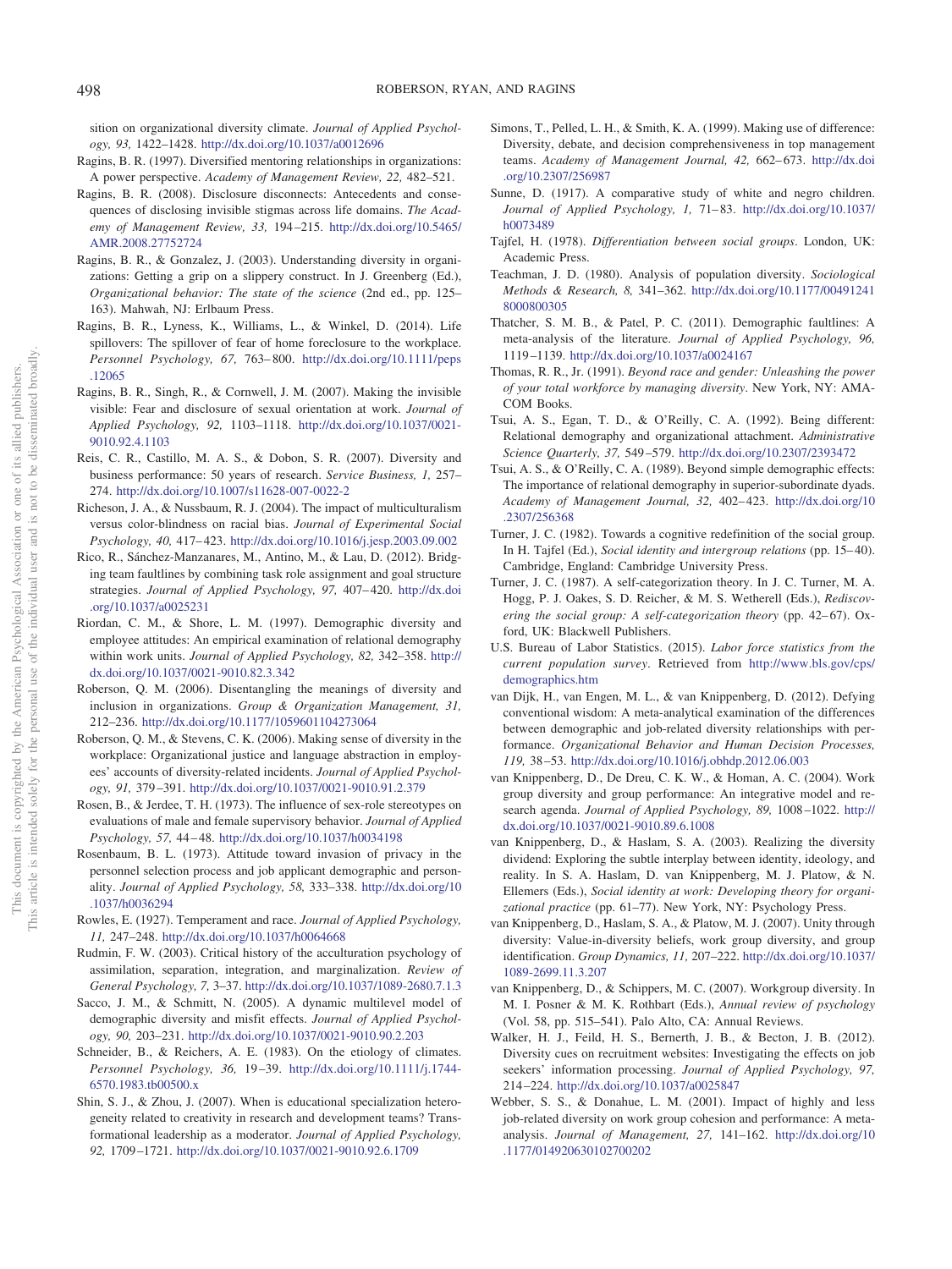sition on organizational diversity climate. *Journal of Applied Psychology, 93,* 1422–1428. http://dx.doi.org/10.1037/a0012696

Ragins, B. R. (1997). Diversified mentoring relationships in organizations: A power perspective. *Academy of Management Review, 22,* 482–521.

Ragins, B. R. (2008). Disclosure disconnects: Antecedents and consequences of disclosing invisible stigmas across life domains. *The Academy of Management Review, 33,* 194–215. http://dx.doi.org/10.5465/AMR.2008.27752724

Ragins, B. R., & Gonzalez, J. (2003). Understanding diversity in organizations: Getting a grip on a slippery construct. In J. Greenberg (Ed.), *Organizational behavior: The state of the science* (2nd ed., pp. 125–163). Mahwah, NJ: Erlbaum Press.

Ragins, B. R., Lyness, K., Williams, L., & Winkel, D. (2014). Life spillovers: The spillover of fear of home foreclosure to the workplace. *Personnel Psychology, 67,* 763–800. http://dx.doi.org/10.1111/peps.12065

Ragins, B. R., Singh, R., & Cornwell, J. M. (2007). Making the invisible visible: Fear and disclosure of sexual orientation at work. *Journal of Applied Psychology, 92,* 1103–1118. http://dx.doi.org/10.1037/0021-9010.92.4.1103

Reis, C. R., Castillo, M. A. S., & Dobon, S. R. (2007). Diversity and business performance: 50 years of research. *Service Business, 1,* 257–274. http://dx.doi.org/10.1007/s11628-007-0022-2

Richeson, J. A., & Nussbaum, R. J. (2004). The impact of multiculturalism versus color-blindness on racial bias. *Journal of Experimental Social Psychology, 40,* 417–423. http://dx.doi.org/10.1016/j.jesp.2003.09.002

Rico, R., Sánchez-Manzanares, M., Antino, M., & Lau, D. (2012). Bridging team faultlines by combining task role assignment and goal structure strategies. *Journal of Applied Psychology, 97,* 407–420. http://dx.doi.org/10.1037/a0025231

Riordan, C. M., & Shore, L. M. (1997). Demographic diversity and employee attitudes: An empirical examination of relational demography within work units. *Journal of Applied Psychology, 82,* 342–358. http://dx.doi.org/10.1037/0021-9010.82.3.342

Roberson, Q. M. (2006). Disentangling the meanings of diversity and inclusion in organizations. *Group & Organization Management, 31,* 212–236. http://dx.doi.org/10.1177/1059601104273064

Roberson, Q. M., & Stevens, C. K. (2006). Making sense of diversity in the workplace: Organizational justice and language abstraction in employees' accounts of diversity-related incidents. *Journal of Applied Psychology, 91,* 379–391. http://dx.doi.org/10.1037/0021-9010.91.2.379

Rosen, B., & Jerdee, T. H. (1973). The influence of sex-role stereotypes on evaluations of male and female supervisory behavior. *Journal of Applied Psychology, 57,* 44–48. http://dx.doi.org/10.1037/h0034198

Rosenbaum, B. L. (1973). Attitude toward invasion of privacy in the personnel selection process and job applicant demographic and personality. *Journal of Applied Psychology, 58,* 333–338. http://dx.doi.org/10.1037/h0036294

Rowles, E. (1927). Temperament and race. *Journal of Applied Psychology, 11,* 247–248. http://dx.doi.org/10.1037/h0064668

Rudmin, F. W. (2003). Critical history of the acculturation psychology of assimilation, separation, integration, and marginalization. *Review of General Psychology, 7,* 3–37. http://dx.doi.org/10.1037/1089-2680.7.1.3

Sacco, J. M., & Schmitt, N. (2005). A dynamic multilevel model of demographic diversity and misfit effects. *Journal of Applied Psychology, 90,* 203–231. http://dx.doi.org/10.1037/0021-9010.90.2.203

Schneider, B., & Reichers, A. E. (1983). On the etiology of climates. *Personnel Psychology, 36,* 19–39. http://dx.doi.org/10.1111/j.1744-6570.1983.tb00500.x

Shin, S. J., & Zhou, J. (2007). When is educational specialization heterogeneity related to creativity in research and development teams? Transformational leadership as a moderator. *Journal of Applied Psychology, 92,* 1709–1721. http://dx.doi.org/10.1037/0021-9010.92.6.1709

Simons, T., Pelled, L. H., & Smith, K. A. (1999). Making use of difference: Diversity, debate, and decision comprehensiveness in top management teams. *Academy of Management Journal, 42,* 662–673. http://dx.doi.org/10.2307/256987

Sunne, D. (1917). A comparative study of white and negro children. *Journal of Applied Psychology, 1,* 71–83. http://dx.doi.org/10.1037/h0073489

Tajfel, H. (1978). *Differentiation between social groups*. London, UK: Academic Press.

Teachman, J. D. (1980). Analysis of population diversity. *Sociological Methods & Research, 8,* 341–362. http://dx.doi.org/10.1177/004912418000800305

Thatcher, S. M. B., & Patel, P. C. (2011). Demographic faultlines: A meta-analysis of the literature. *Journal of Applied Psychology, 96,* 1119–1139. http://dx.doi.org/10.1037/a0024167

Thomas, R. R., Jr. (1991). *Beyond race and gender: Unleashing the power of your total workforce by managing diversity*. New York, NY: AMACOM Books.

Tsui, A. S., Egan, T. D., & O'Reilly, C. A. (1992). Being different: Relational demography and organizational attachment. *Administrative Science Quarterly, 37,* 549–579. http://dx.doi.org/10.2307/2393472

Tsui, A. S., & O'Reilly, C. A. (1989). Beyond simple demographic effects: The importance of relational demography in superior-subordinate dyads. *Academy of Management Journal, 32,* 402–423. http://dx.doi.org/10.2307/256368

Turner, J. C. (1982). Towards a cognitive redefinition of the social group. In H. Tajfel (Ed.), *Social identity and intergroup relations* (pp. 15–40). Cambridge, England: Cambridge University Press.

Turner, J. C. (1987). A self-categorization theory. In J. C. Turner, M. A. Hogg, P. J. Oakes, S. D. Reicher, & M. S. Wetherell (Eds.), *Rediscovering the social group: A self-categorization theory* (pp. 42–67). Oxford, UK: Blackwell Publishers.

U.S. Bureau of Labor Statistics. (2015). *Labor force statistics from the current population survey*. Retrieved from http://www.bls.gov/cps/demographics.htm

van Dijk, H., van Engen, M. L., & van Knippenberg, D. (2012). Defying conventional wisdom: A meta-analytical examination of the differences between demographic and job-related diversity relationships with performance. *Organizational Behavior and Human Decision Processes, 119,* 38–53. http://dx.doi.org/10.1016/j.obhdp.2012.06.003

van Knippenberg, D., De Dreu, C. K. W., & Homan, A. C. (2004). Work group diversity and group performance: An integrative model and research agenda. *Journal of Applied Psychology, 89,* 1008–1022. http://dx.doi.org/10.1037/0021-9010.89.6.1008

van Knippenberg, D., & Haslam, S. A. (2003). Realizing the diversity dividend: Exploring the subtle interplay between identity, ideology, and reality. In S. A. Haslam, D. van Knippenberg, M. J. Platow, & N. Ellemers (Eds.), *Social identity at work: Developing theory for organizational practice* (pp. 61–77). New York, NY: Psychology Press.

van Knippenberg, D., Haslam, S. A., & Platow, M. J. (2007). Unity through diversity: Value-in-diversity beliefs, work group diversity, and group identification. *Group Dynamics, 11,* 207–222. http://dx.doi.org/10.1037/1089-2699.11.3.207

van Knippenberg, D., & Schippers, M. C. (2007). Workgroup diversity. In M. I. Posner & M. K. Rothbart (Eds.), *Annual review of psychology* (Vol. 58, pp. 515–541). Palo Alto, CA: Annual Reviews.

Walker, H. J., Feild, H. S., Bernerth, J. B., & Becton, J. B. (2012). Diversity cues on recruitment websites: Investigating the effects on job seekers' information processing. *Journal of Applied Psychology, 97,* 214–224. http://dx.doi.org/10.1037/a0025847

Webber, S. S., & Donahue, L. M. (2001). Impact of highly and less job-related diversity on work group cohesion and performance: A meta-analysis. *Journal of Management, 27,* 141–162. http://dx.doi.org/10.1177/014920630102700202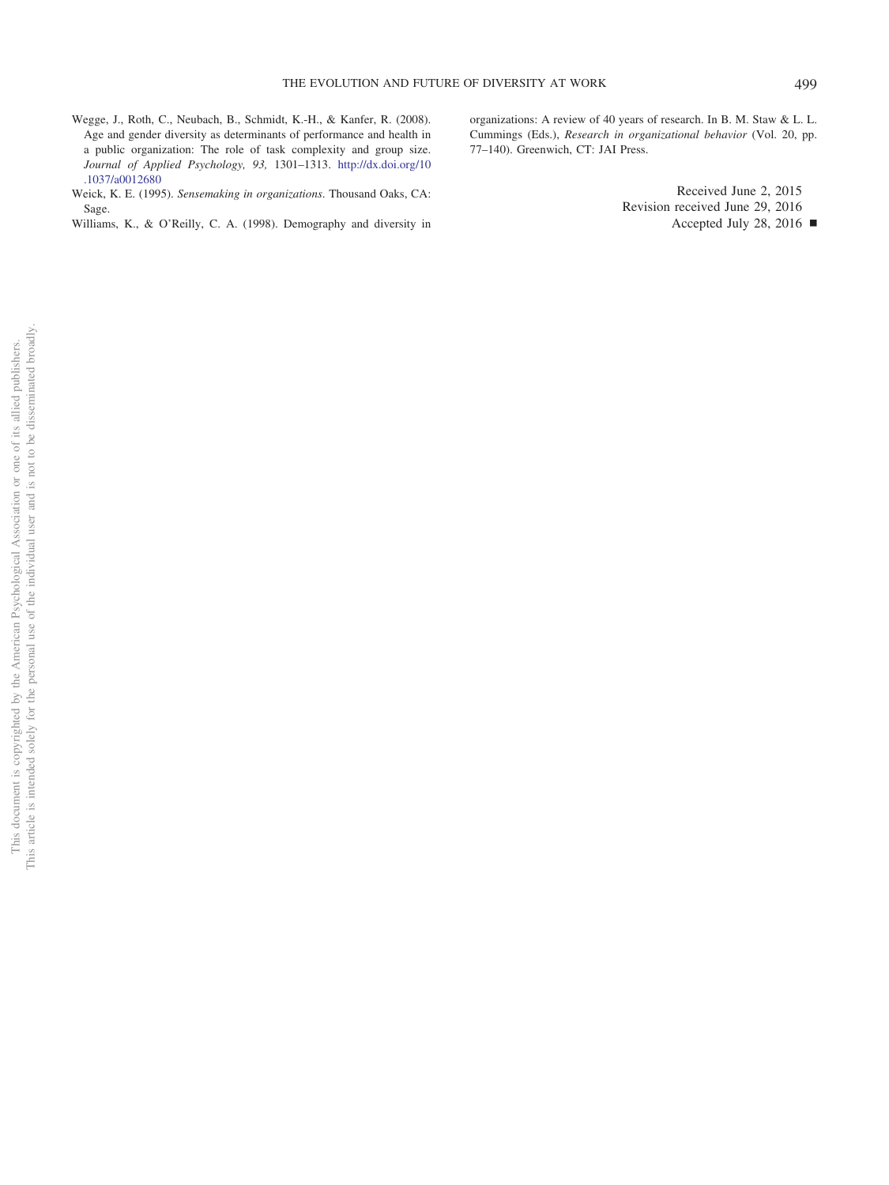Wegge, J., Roth, C., Neubach, B., Schmidt, K.-H., & Kanfer, R. (2008). Age and gender diversity as determinants of performance and health in a public organization: The role of task complexity and group size. *Journal of Applied Psychology, 93,* 1301–1313. http://dx.doi.org/10.1037/a0012680

Weick, K. E. (1995). *Sensemaking in organizations*. Thousand Oaks, CA: Sage.

Williams, K., & O'Reilly, C. A. (1998). Demography and diversity in organizations: A review of 40 years of research. In B. M. Staw & L. L. Cummings (Eds.), *Research in organizational behavior* (Vol. 20, pp. 77–140). Greenwich, CT: JAI Press.

Received June 2, 2015
Revision received June 29, 2016
Accepted July 28, 2016 ■